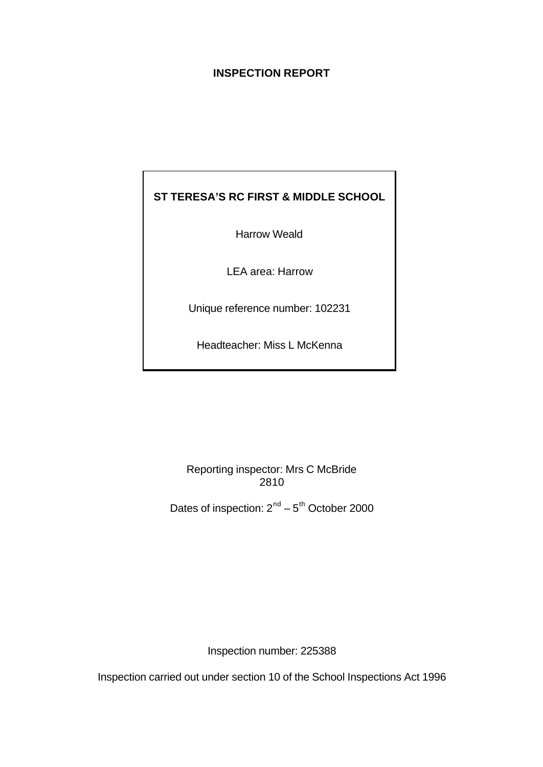# INSPECTION REPORT

**ST TERESA'S RC FIRST & MIDDLE SCHOOL**

Harrow Weald

LEA area: Harrow

Unique reference number: 102231

Headteacher: Miss L McKenna

Reporting inspector: Mrs C McBride
2810

Dates of inspection: 2nd – 5th October 2000

Inspection number: 225388

Inspection carried out under section 10 of the School Inspections Act 1996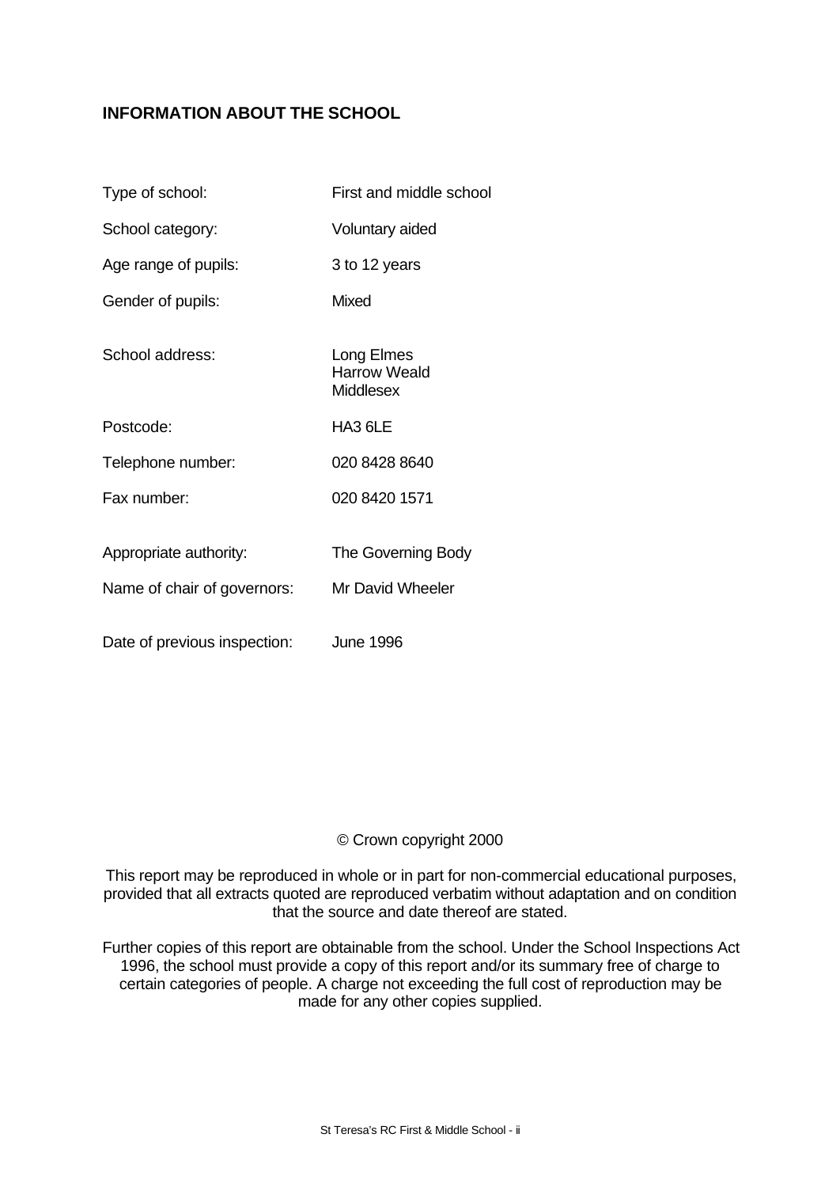## INFORMATION ABOUT THE SCHOOL

| | |
|---|---|
| Type of school: | First and middle school |
| School category: | Voluntary aided |
| Age range of pupils: | 3 to 12 years |
| Gender of pupils: | Mixed |
| School address: | Long Elmes<br>Harrow Weald<br>Middlesex |
| Postcode: | HA3 6LE |
| Telephone number: | 020 8428 8640 |
| Fax number: | 020 8420 1571 |
| Appropriate authority: | The Governing Body |
| Name of chair of governors: | Mr David Wheeler |
| Date of previous inspection: | June 1996 |

© Crown copyright 2000

This report may be reproduced in whole or in part for non-commercial educational purposes, provided that all extracts quoted are reproduced verbatim without adaptation and on condition that the source and date thereof are stated.

Further copies of this report are obtainable from the school. Under the School Inspections Act 1996, the school must provide a copy of this report and/or its summary free of charge to certain categories of people. A charge not exceeding the full cost of reproduction may be made for any other copies supplied.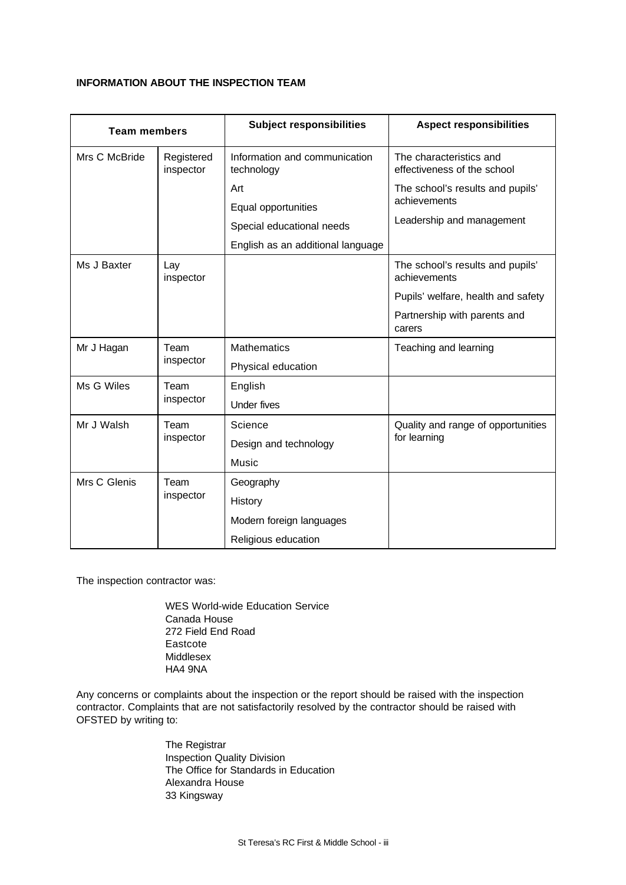**INFORMATION ABOUT THE INSPECTION TEAM**

| Team members | | Subject responsibilities | Aspect responsibilities |
|---|---|---|---|
| Mrs C McBride | Registered inspector | Information and communication technology<br>Art<br>Equal opportunities<br>Special educational needs<br>English as an additional language | The characteristics and effectiveness of the school<br>The school's results and pupils' achievements<br>Leadership and management |
| Ms J Baxter | Lay inspector | | The school's results and pupils' achievements<br>Pupils' welfare, health and safety<br>Partnership with parents and carers |
| Mr J Hagan | Team inspector | Mathematics<br>Physical education | Teaching and learning |
| Ms G Wiles | Team inspector | English<br>Under fives | |
| Mr J Walsh | Team inspector | Science<br>Design and technology<br>Music | Quality and range of opportunities for learning |
| Mrs C Glenis | Team inspector | Geography<br>History<br>Modern foreign languages<br>Religious education | |

The inspection contractor was:

WES World-wide Education Service
Canada House
272 Field End Road
Eastcote
Middlesex
HA4 9NA

Any concerns or complaints about the inspection or the report should be raised with the inspection contractor. Complaints that are not satisfactorily resolved by the contractor should be raised with OFSTED by writing to:

The Registrar
Inspection Quality Division
The Office for Standards in Education
Alexandra House
33 Kingsway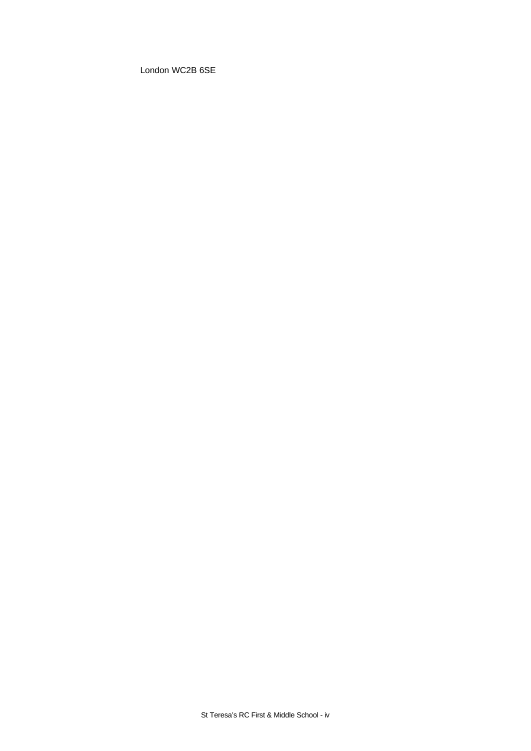London WC2B 6SE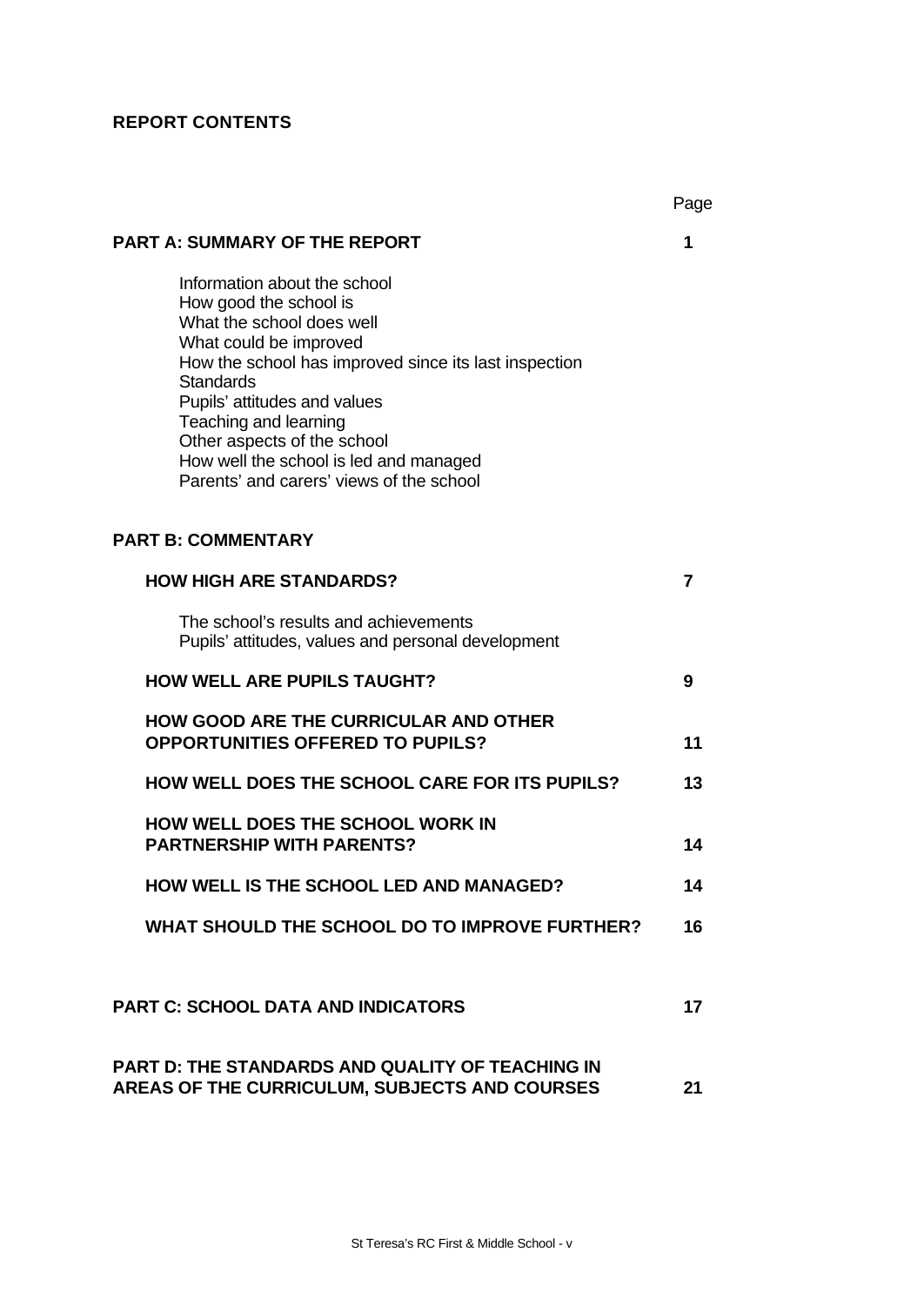## REPORT CONTENTS

| | Page |
|---|---|
| **PART A: SUMMARY OF THE REPORT** | **1** |
| Information about the school<br>How good the school is<br>What the school does well<br>What could be improved<br>How the school has improved since its last inspection<br>Standards<br>Pupils' attitudes and values<br>Teaching and learning<br>Other aspects of the school<br>How well the school is led and managed<br>Parents' and carers' views of the school | |
| **PART B: COMMENTARY** | |
| **HOW HIGH ARE STANDARDS?** | **7** |
| The school's results and achievements<br>Pupils' attitudes, values and personal development | |
| **HOW WELL ARE PUPILS TAUGHT?** | **9** |
| **HOW GOOD ARE THE CURRICULAR AND OTHER OPPORTUNITIES OFFERED TO PUPILS?** | **11** |
| **HOW WELL DOES THE SCHOOL CARE FOR ITS PUPILS?** | **13** |
| **HOW WELL DOES THE SCHOOL WORK IN PARTNERSHIP WITH PARENTS?** | **14** |
| **HOW WELL IS THE SCHOOL LED AND MANAGED?** | **14** |
| **WHAT SHOULD THE SCHOOL DO TO IMPROVE FURTHER?** | **16** |
| **PART C: SCHOOL DATA AND INDICATORS** | **17** |
| **PART D: THE STANDARDS AND QUALITY OF TEACHING IN AREAS OF THE CURRICULUM, SUBJECTS AND COURSES** | **21** |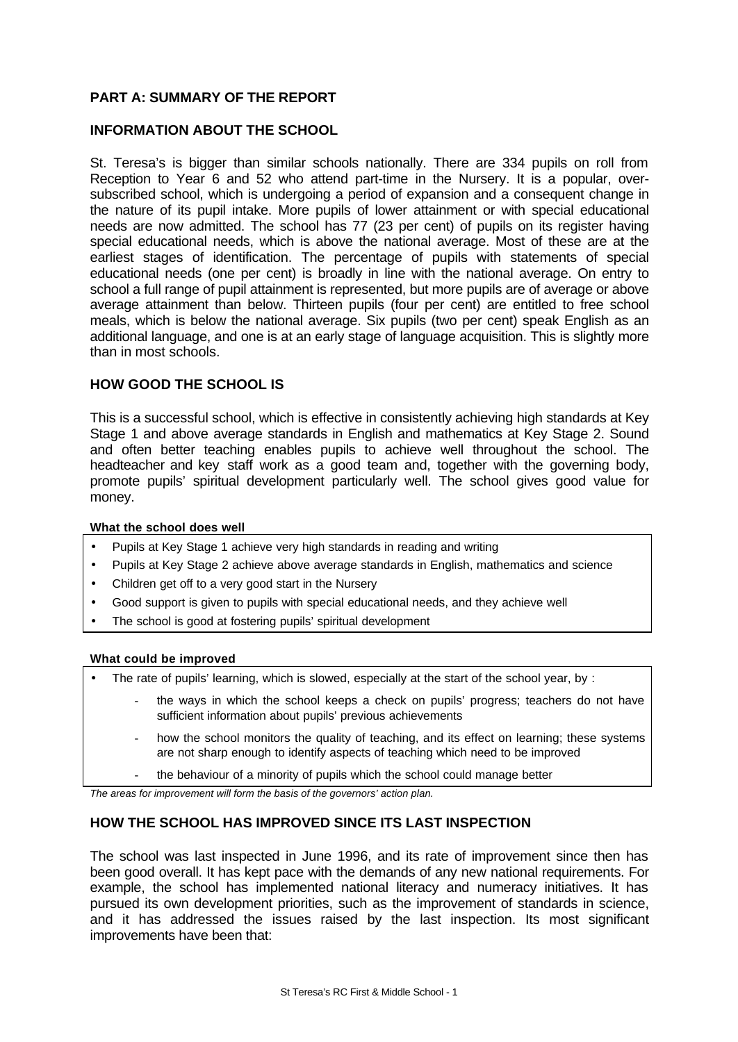## PART A: SUMMARY OF THE REPORT

### INFORMATION ABOUT THE SCHOOL

St. Teresa's is bigger than similar schools nationally. There are 334 pupils on roll from Reception to Year 6 and 52 who attend part-time in the Nursery. It is a popular, over-subscribed school, which is undergoing a period of expansion and a consequent change in the nature of its pupil intake. More pupils of lower attainment or with special educational needs are now admitted. The school has 77 (23 per cent) of pupils on its register having special educational needs, which is above the national average. Most of these are at the earliest stages of identification. The percentage of pupils with statements of special educational needs (one per cent) is broadly in line with the national average. On entry to school a full range of pupil attainment is represented, but more pupils are of average or above average attainment than below. Thirteen pupils (four per cent) are entitled to free school meals, which is below the national average. Six pupils (two per cent) speak English as an additional language, and one is at an early stage of language acquisition. This is slightly more than in most schools.

### HOW GOOD THE SCHOOL IS

This is a successful school, which is effective in consistently achieving high standards at Key Stage 1 and above average standards in English and mathematics at Key Stage 2. Sound and often better teaching enables pupils to achieve well throughout the school. The headteacher and key staff work as a good team and, together with the governing body, promote pupils' spiritual development particularly well. The school gives good value for money.

**What the school does well**

- Pupils at Key Stage 1 achieve very high standards in reading and writing
- Pupils at Key Stage 2 achieve above average standards in English, mathematics and science
- Children get off to a very good start in the Nursery
- Good support is given to pupils with special educational needs, and they achieve well
- The school is good at fostering pupils' spiritual development

**What could be improved**

- The rate of pupils' learning, which is slowed, especially at the start of the school year, by :
  - the ways in which the school keeps a check on pupils' progress; teachers do not have sufficient information about pupils' previous achievements
  - how the school monitors the quality of teaching, and its effect on learning; these systems are not sharp enough to identify aspects of teaching which need to be improved
  - the behaviour of a minority of pupils which the school could manage better

*The areas for improvement will form the basis of the governors' action plan.*

### HOW THE SCHOOL HAS IMPROVED SINCE ITS LAST INSPECTION

The school was last inspected in June 1996, and its rate of improvement since then has been good overall. It has kept pace with the demands of any new national requirements. For example, the school has implemented national literacy and numeracy initiatives. It has pursued its own development priorities, such as the improvement of standards in science, and it has addressed the issues raised by the last inspection. Its most significant improvements have been that: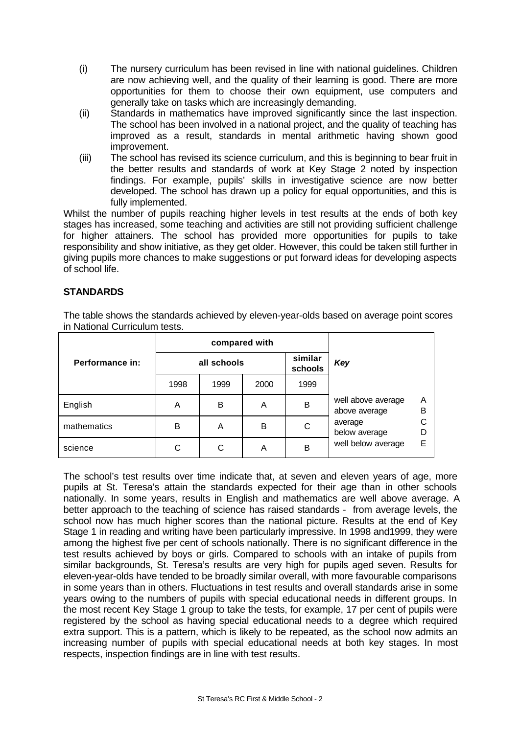(i) The nursery curriculum has been revised in line with national guidelines. Children are now achieving well, and the quality of their learning is good. There are more opportunities for them to choose their own equipment, use computers and generally take on tasks which are increasingly demanding.

(ii) Standards in mathematics have improved significantly since the last inspection. The school has been involved in a national project, and the quality of teaching has improved as a result, standards in mental arithmetic having shown good improvement.

(iii) The school has revised its science curriculum, and this is beginning to bear fruit in the better results and standards of work at Key Stage 2 noted by inspection findings. For example, pupils' skills in investigative science are now better developed. The school has drawn up a policy for equal opportunities, and this is fully implemented.

Whilst the number of pupils reaching higher levels in test results at the ends of both key stages has increased, some teaching and activities are still not providing sufficient challenge for higher attainers. The school has provided more opportunities for pupils to take responsibility and show initiative, as they get older. However, this could be taken still further in giving pupils more chances to make suggestions or put forward ideas for developing aspects of school life.

## STANDARDS

The table shows the standards achieved by eleven-year-olds based on average point scores in National Curriculum tests.

| Performance in: | compared with | | | | *Key* | |
|---|---|---|---|---|---|---|
| | all schools | | | similar schools | | |
| | 1998 | 1999 | 2000 | 1999 | | |
| English | A | B | A | B | well above average | A |
| | | | | | above average | B |
| mathematics | B | A | B | C | average | C |
| | | | | | below average | D |
| science | C | C | A | B | well below average | E |

The school's test results over time indicate that, at seven and eleven years of age, more pupils at St. Teresa's attain the standards expected for their age than in other schools nationally. In some years, results in English and mathematics are well above average. A better approach to the teaching of science has raised standards - from average levels, the school now has much higher scores than the national picture. Results at the end of Key Stage 1 in reading and writing have been particularly impressive. In 1998 and1999, they were among the highest five per cent of schools nationally. There is no significant difference in the test results achieved by boys or girls. Compared to schools with an intake of pupils from similar backgrounds, St. Teresa's results are very high for pupils aged seven. Results for eleven-year-olds have tended to be broadly similar overall, with more favourable comparisons in some years than in others. Fluctuations in test results and overall standards arise in some years owing to the numbers of pupils with special educational needs in different groups. In the most recent Key Stage 1 group to take the tests, for example, 17 per cent of pupils were registered by the school as having special educational needs to a degree which required extra support. This is a pattern, which is likely to be repeated, as the school now admits an increasing number of pupils with special educational needs at both key stages. In most respects, inspection findings are in line with test results.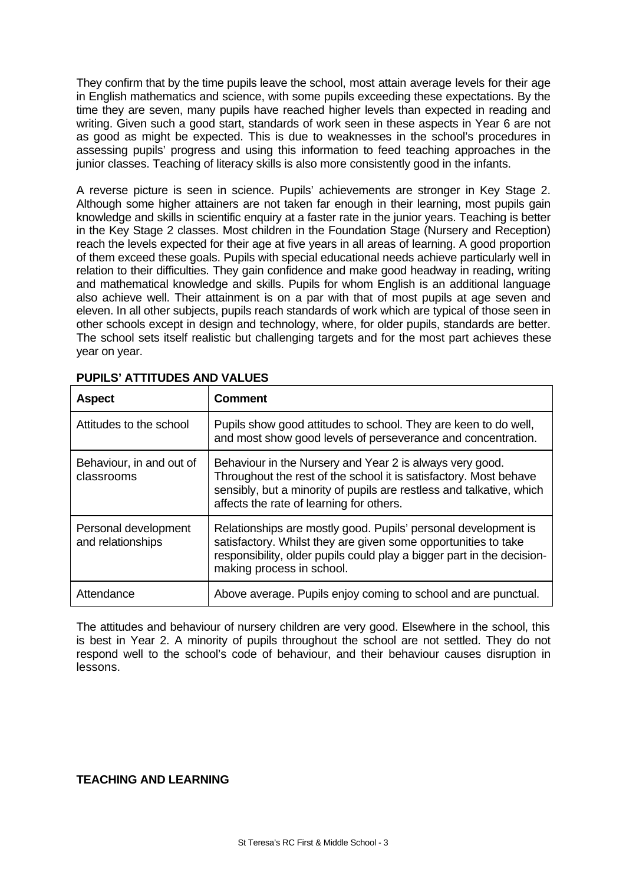They confirm that by the time pupils leave the school, most attain average levels for their age in English mathematics and science, with some pupils exceeding these expectations. By the time they are seven, many pupils have reached higher levels than expected in reading and writing. Given such a good start, standards of work seen in these aspects in Year 6 are not as good as might be expected. This is due to weaknesses in the school's procedures in assessing pupils' progress and using this information to feed teaching approaches in the junior classes. Teaching of literacy skills is also more consistently good in the infants.

A reverse picture is seen in science. Pupils' achievements are stronger in Key Stage 2. Although some higher attainers are not taken far enough in their learning, most pupils gain knowledge and skills in scientific enquiry at a faster rate in the junior years. Teaching is better in the Key Stage 2 classes. Most children in the Foundation Stage (Nursery and Reception) reach the levels expected for their age at five years in all areas of learning. A good proportion of them exceed these goals. Pupils with special educational needs achieve particularly well in relation to their difficulties. They gain confidence and make good headway in reading, writing and mathematical knowledge and skills. Pupils for whom English is an additional language also achieve well. Their attainment is on a par with that of most pupils at age seven and eleven. In all other subjects, pupils reach standards of work which are typical of those seen in other schools except in design and technology, where, for older pupils, standards are better. The school sets itself realistic but challenging targets and for the most part achieves these year on year.

**PUPILS' ATTITUDES AND VALUES**

| Aspect | Comment |
|---|---|
| Attitudes to the school | Pupils show good attitudes to school. They are keen to do well, and most show good levels of perseverance and concentration. |
| Behaviour, in and out of classrooms | Behaviour in the Nursery and Year 2 is always very good. Throughout the rest of the school it is satisfactory. Most behave sensibly, but a minority of pupils are restless and talkative, which affects the rate of learning for others. |
| Personal development and relationships | Relationships are mostly good. Pupils' personal development is satisfactory. Whilst they are given some opportunities to take responsibility, older pupils could play a bigger part in the decision-making process in school. |
| Attendance | Above average. Pupils enjoy coming to school and are punctual. |

The attitudes and behaviour of nursery children are very good. Elsewhere in the school, this is best in Year 2. A minority of pupils throughout the school are not settled. They do not respond well to the school's code of behaviour, and their behaviour causes disruption in lessons.

**TEACHING AND LEARNING**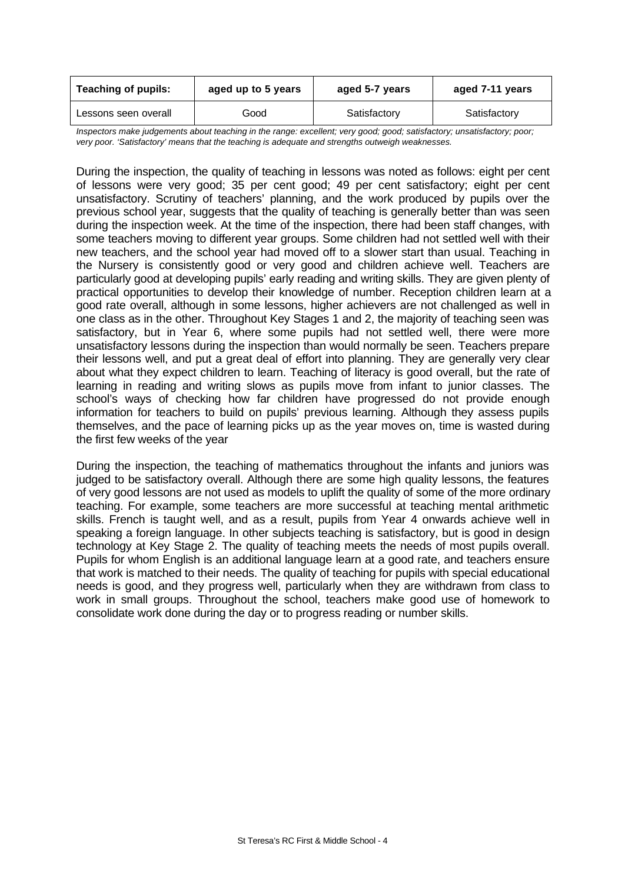| Teaching of pupils: | aged up to 5 years | aged 5-7 years | aged 7-11 years |
|---|---|---|---|
| Lessons seen overall | Good | Satisfactory | Satisfactory |

*Inspectors make judgements about teaching in the range: excellent; very good; good; satisfactory; unsatisfactory; poor; very poor. 'Satisfactory' means that the teaching is adequate and strengths outweigh weaknesses.*

During the inspection, the quality of teaching in lessons was noted as follows: eight per cent of lessons were very good; 35 per cent good; 49 per cent satisfactory; eight per cent unsatisfactory. Scrutiny of teachers' planning, and the work produced by pupils over the previous school year, suggests that the quality of teaching is generally better than was seen during the inspection week. At the time of the inspection, there had been staff changes, with some teachers moving to different year groups. Some children had not settled well with their new teachers, and the school year had moved off to a slower start than usual. Teaching in the Nursery is consistently good or very good and children achieve well. Teachers are particularly good at developing pupils' early reading and writing skills. They are given plenty of practical opportunities to develop their knowledge of number. Reception children learn at a good rate overall, although in some lessons, higher achievers are not challenged as well in one class as in the other. Throughout Key Stages 1 and 2, the majority of teaching seen was satisfactory, but in Year 6, where some pupils had not settled well, there were more unsatisfactory lessons during the inspection than would normally be seen. Teachers prepare their lessons well, and put a great deal of effort into planning. They are generally very clear about what they expect children to learn. Teaching of literacy is good overall, but the rate of learning in reading and writing slows as pupils move from infant to junior classes. The school's ways of checking how far children have progressed do not provide enough information for teachers to build on pupils' previous learning. Although they assess pupils themselves, and the pace of learning picks up as the year moves on, time is wasted during the first few weeks of the year

During the inspection, the teaching of mathematics throughout the infants and juniors was judged to be satisfactory overall. Although there are some high quality lessons, the features of very good lessons are not used as models to uplift the quality of some of the more ordinary teaching. For example, some teachers are more successful at teaching mental arithmetic skills. French is taught well, and as a result, pupils from Year 4 onwards achieve well in speaking a foreign language. In other subjects teaching is satisfactory, but is good in design technology at Key Stage 2. The quality of teaching meets the needs of most pupils overall. Pupils for whom English is an additional language learn at a good rate, and teachers ensure that work is matched to their needs. The quality of teaching for pupils with special educational needs is good, and they progress well, particularly when they are withdrawn from class to work in small groups. Throughout the school, teachers make good use of homework to consolidate work done during the day or to progress reading or number skills.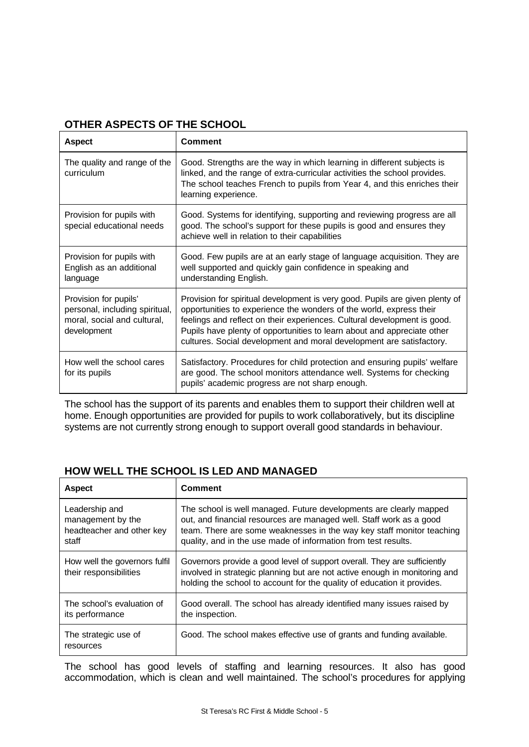## OTHER ASPECTS OF THE SCHOOL

| Aspect | Comment |
|---|---|
| The quality and range of the curriculum | Good. Strengths are the way in which learning in different subjects is linked, and the range of extra-curricular activities the school provides. The school teaches French to pupils from Year 4, and this enriches their learning experience. |
| Provision for pupils with special educational needs | Good. Systems for identifying, supporting and reviewing progress are all good. The school's support for these pupils is good and ensures they achieve well in relation to their capabilities |
| Provision for pupils with English as an additional language | Good. Few pupils are at an early stage of language acquisition. They are well supported and quickly gain confidence in speaking and understanding English. |
| Provision for pupils' personal, including spiritual, moral, social and cultural, development | Provision for spiritual development is very good. Pupils are given plenty of opportunities to experience the wonders of the world, express their feelings and reflect on their experiences. Cultural development is good. Pupils have plenty of opportunities to learn about and appreciate other cultures. Social development and moral development are satisfactory. |
| How well the school cares for its pupils | Satisfactory. Procedures for child protection and ensuring pupils' welfare are good. The school monitors attendance well. Systems for checking pupils' academic progress are not sharp enough. |

The school has the support of its parents and enables them to support their children well at home. Enough opportunities are provided for pupils to work collaboratively, but its discipline systems are not currently strong enough to support overall good standards in behaviour.

## HOW WELL THE SCHOOL IS LED AND MANAGED

| Aspect | Comment |
|---|---|
| Leadership and management by the headteacher and other key staff | The school is well managed. Future developments are clearly mapped out, and financial resources are managed well. Staff work as a good team. There are some weaknesses in the way key staff monitor teaching quality, and in the use made of information from test results. |
| How well the governors fulfil their responsibilities | Governors provide a good level of support overall. They are sufficiently involved in strategic planning but are not active enough in monitoring and holding the school to account for the quality of education it provides. |
| The school's evaluation of its performance | Good overall. The school has already identified many issues raised by the inspection. |
| The strategic use of resources | Good. The school makes effective use of grants and funding available. |

The school has good levels of staffing and learning resources. It also has good accommodation, which is clean and well maintained. The school's procedures for applying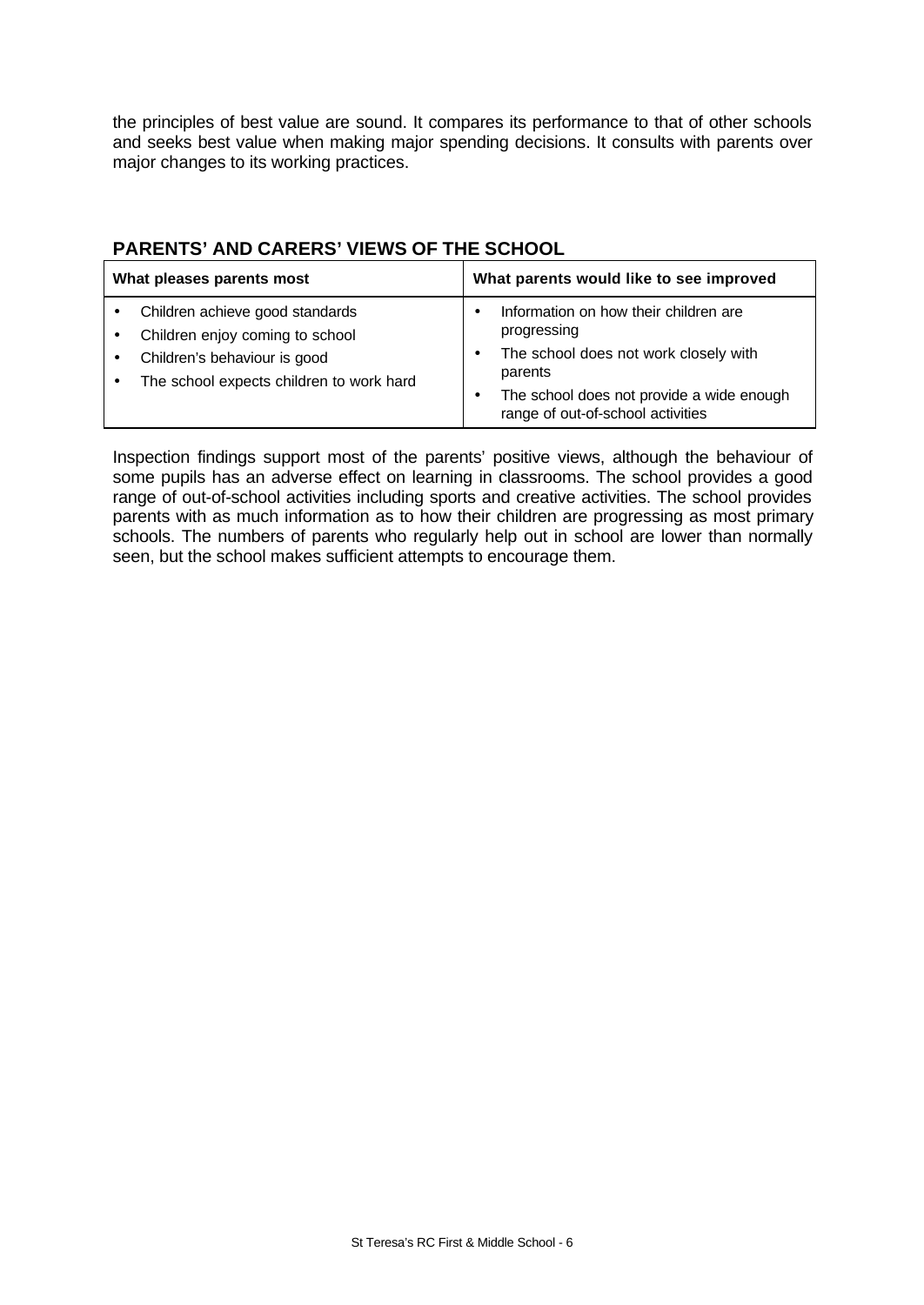the principles of best value are sound. It compares its performance to that of other schools and seeks best value when making major spending decisions. It consults with parents over major changes to its working practices.

## PARENTS' AND CARERS' VIEWS OF THE SCHOOL

| What pleases parents most | What parents would like to see improved |
| --- | --- |
| • Children achieve good standards<br>• Children enjoy coming to school<br>• Children's behaviour is good<br>• The school expects children to work hard | • Information on how their children are progressing<br>• The school does not work closely with parents<br>• The school does not provide a wide enough range of out-of-school activities |

Inspection findings support most of the parents' positive views, although the behaviour of some pupils has an adverse effect on learning in classrooms. The school provides a good range of out-of-school activities including sports and creative activities. The school provides parents with as much information as to how their children are progressing as most primary schools. The numbers of parents who regularly help out in school are lower than normally seen, but the school makes sufficient attempts to encourage them.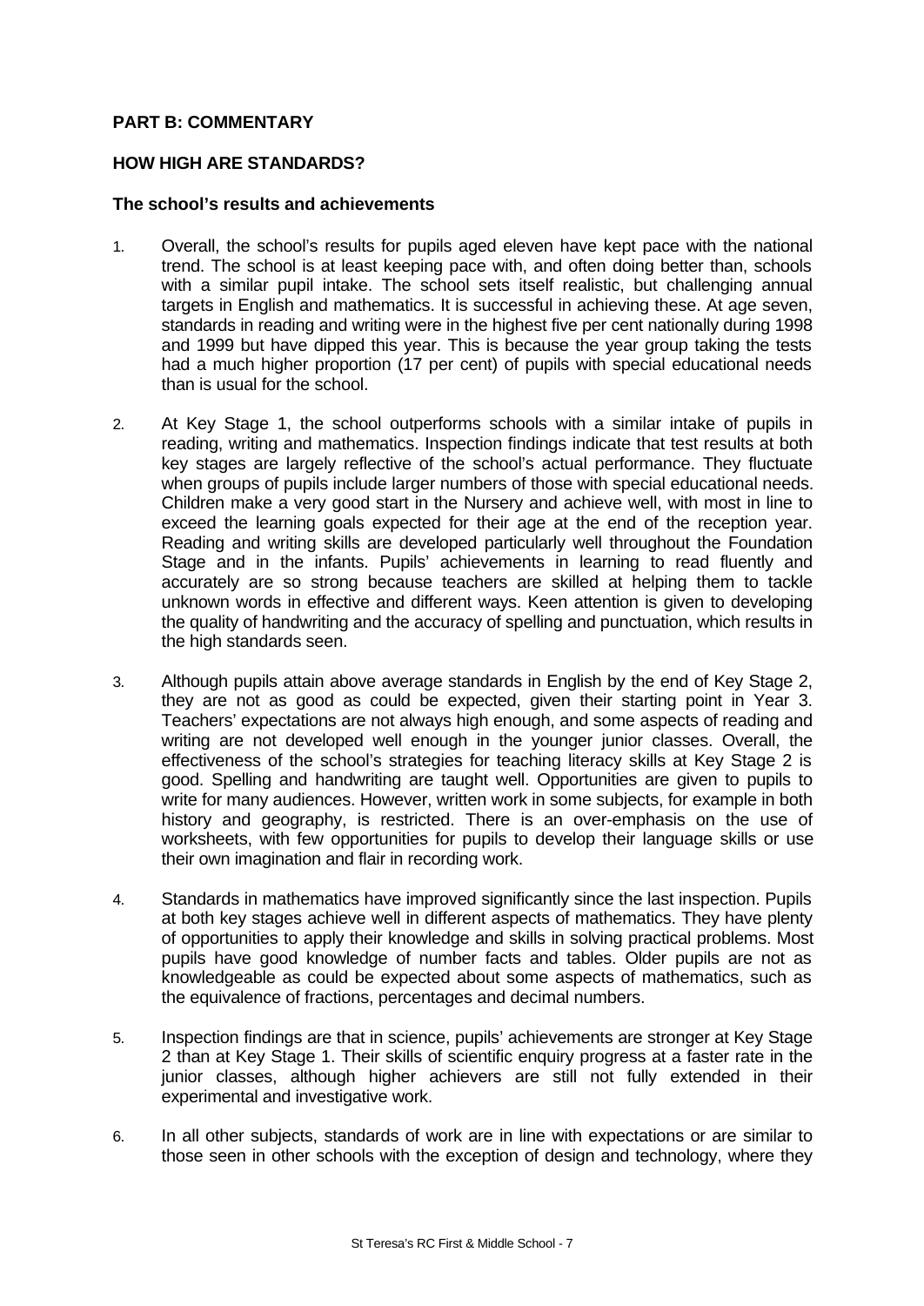## PART B: COMMENTARY

### HOW HIGH ARE STANDARDS?

#### The school's results and achievements

1. Overall, the school's results for pupils aged eleven have kept pace with the national trend. The school is at least keeping pace with, and often doing better than, schools with a similar pupil intake. The school sets itself realistic, but challenging annual targets in English and mathematics. It is successful in achieving these. At age seven, standards in reading and writing were in the highest five per cent nationally during 1998 and 1999 but have dipped this year. This is because the year group taking the tests had a much higher proportion (17 per cent) of pupils with special educational needs than is usual for the school.

2. At Key Stage 1, the school outperforms schools with a similar intake of pupils in reading, writing and mathematics. Inspection findings indicate that test results at both key stages are largely reflective of the school's actual performance. They fluctuate when groups of pupils include larger numbers of those with special educational needs. Children make a very good start in the Nursery and achieve well, with most in line to exceed the learning goals expected for their age at the end of the reception year. Reading and writing skills are developed particularly well throughout the Foundation Stage and in the infants. Pupils' achievements in learning to read fluently and accurately are so strong because teachers are skilled at helping them to tackle unknown words in effective and different ways. Keen attention is given to developing the quality of handwriting and the accuracy of spelling and punctuation, which results in the high standards seen.

3. Although pupils attain above average standards in English by the end of Key Stage 2, they are not as good as could be expected, given their starting point in Year 3. Teachers' expectations are not always high enough, and some aspects of reading and writing are not developed well enough in the younger junior classes. Overall, the effectiveness of the school's strategies for teaching literacy skills at Key Stage 2 is good. Spelling and handwriting are taught well. Opportunities are given to pupils to write for many audiences. However, written work in some subjects, for example in both history and geography, is restricted. There is an over-emphasis on the use of worksheets, with few opportunities for pupils to develop their language skills or use their own imagination and flair in recording work.

4. Standards in mathematics have improved significantly since the last inspection. Pupils at both key stages achieve well in different aspects of mathematics. They have plenty of opportunities to apply their knowledge and skills in solving practical problems. Most pupils have good knowledge of number facts and tables. Older pupils are not as knowledgeable as could be expected about some aspects of mathematics, such as the equivalence of fractions, percentages and decimal numbers.

5. Inspection findings are that in science, pupils' achievements are stronger at Key Stage 2 than at Key Stage 1. Their skills of scientific enquiry progress at a faster rate in the junior classes, although higher achievers are still not fully extended in their experimental and investigative work.

6. In all other subjects, standards of work are in line with expectations or are similar to those seen in other schools with the exception of design and technology, where they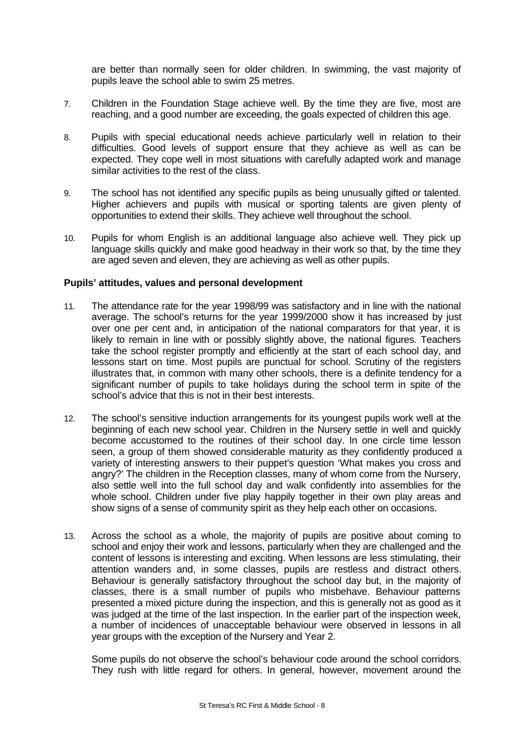are better than normally seen for older children. In swimming, the vast majority of pupils leave the school able to swim 25 metres.

7. Children in the Foundation Stage achieve well. By the time they are five, most are reaching, and a good number are exceeding, the goals expected of children this age.

8. Pupils with special educational needs achieve particularly well in relation to their difficulties. Good levels of support ensure that they achieve as well as can be expected. They cope well in most situations with carefully adapted work and manage similar activities to the rest of the class.

9. The school has not identified any specific pupils as being unusually gifted or talented. Higher achievers and pupils with musical or sporting talents are given plenty of opportunities to extend their skills. They achieve well throughout the school.

10. Pupils for whom English is an additional language also achieve well. They pick up language skills quickly and make good headway in their work so that, by the time they are aged seven and eleven, they are achieving as well as other pupils.

**Pupils' attitudes, values and personal development**

11. The attendance rate for the year 1998/99 was satisfactory and in line with the national average. The school's returns for the year 1999/2000 show it has increased by just over one per cent and, in anticipation of the national comparators for that year, it is likely to remain in line with or possibly slightly above, the national figures. Teachers take the school register promptly and efficiently at the start of each school day, and lessons start on time. Most pupils are punctual for school. Scrutiny of the registers illustrates that, in common with many other schools, there is a definite tendency for a significant number of pupils to take holidays during the school term in spite of the school's advice that this is not in their best interests.

12. The school's sensitive induction arrangements for its youngest pupils work well at the beginning of each new school year. Children in the Nursery settle in well and quickly become accustomed to the routines of their school day. In one circle time lesson seen, a group of them showed considerable maturity as they confidently produced a variety of interesting answers to their puppet's question 'What makes you cross and angry?' The children in the Reception classes, many of whom come from the Nursery, also settle well into the full school day and walk confidently into assemblies for the whole school. Children under five play happily together in their own play areas and show signs of a sense of community spirit as they help each other on occasions.

13. Across the school as a whole, the majority of pupils are positive about coming to school and enjoy their work and lessons, particularly when they are challenged and the content of lessons is interesting and exciting. When lessons are less stimulating, their attention wanders and, in some classes, pupils are restless and distract others. Behaviour is generally satisfactory throughout the school day but, in the majority of classes, there is a small number of pupils who misbehave. Behaviour patterns presented a mixed picture during the inspection, and this is generally not as good as it was judged at the time of the last inspection. In the earlier part of the inspection week, a number of incidences of unacceptable behaviour were observed in lessons in all year groups with the exception of the Nursery and Year 2.

Some pupils do not observe the school's behaviour code around the school corridors. They rush with little regard for others. In general, however, movement around the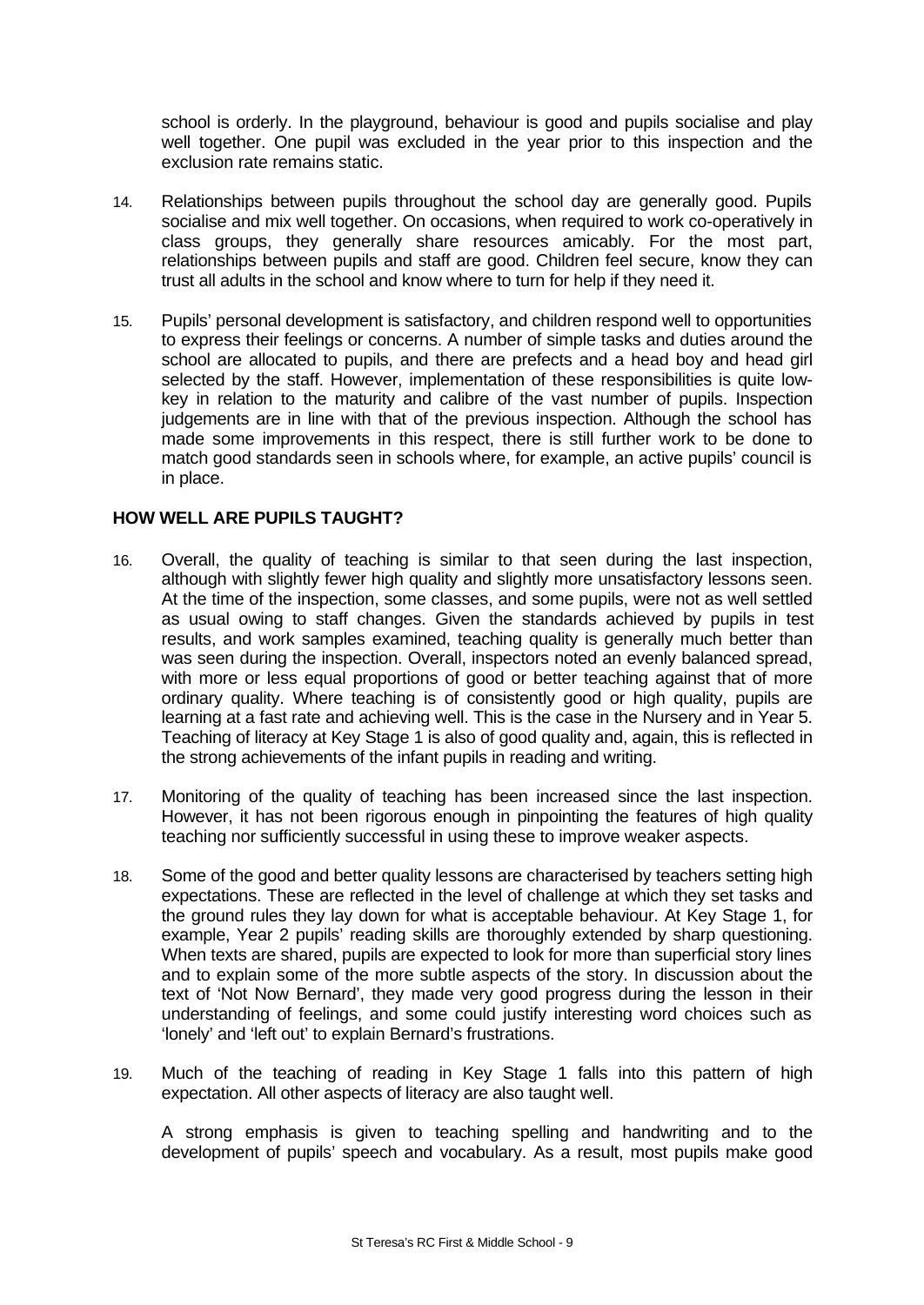school is orderly. In the playground, behaviour is good and pupils socialise and play well together. One pupil was excluded in the year prior to this inspection and the exclusion rate remains static.

14. Relationships between pupils throughout the school day are generally good. Pupils socialise and mix well together. On occasions, when required to work co-operatively in class groups, they generally share resources amicably. For the most part, relationships between pupils and staff are good. Children feel secure, know they can trust all adults in the school and know where to turn for help if they need it.

15. Pupils' personal development is satisfactory, and children respond well to opportunities to express their feelings or concerns. A number of simple tasks and duties around the school are allocated to pupils, and there are prefects and a head boy and head girl selected by the staff. However, implementation of these responsibilities is quite low-key in relation to the maturity and calibre of the vast number of pupils. Inspection judgements are in line with that of the previous inspection. Although the school has made some improvements in this respect, there is still further work to be done to match good standards seen in schools where, for example, an active pupils' council is in place.

## HOW WELL ARE PUPILS TAUGHT?

16. Overall, the quality of teaching is similar to that seen during the last inspection, although with slightly fewer high quality and slightly more unsatisfactory lessons seen. At the time of the inspection, some classes, and some pupils, were not as well settled as usual owing to staff changes. Given the standards achieved by pupils in test results, and work samples examined, teaching quality is generally much better than was seen during the inspection. Overall, inspectors noted an evenly balanced spread, with more or less equal proportions of good or better teaching against that of more ordinary quality. Where teaching is of consistently good or high quality, pupils are learning at a fast rate and achieving well. This is the case in the Nursery and in Year 5. Teaching of literacy at Key Stage 1 is also of good quality and, again, this is reflected in the strong achievements of the infant pupils in reading and writing.

17. Monitoring of the quality of teaching has been increased since the last inspection. However, it has not been rigorous enough in pinpointing the features of high quality teaching nor sufficiently successful in using these to improve weaker aspects.

18. Some of the good and better quality lessons are characterised by teachers setting high expectations. These are reflected in the level of challenge at which they set tasks and the ground rules they lay down for what is acceptable behaviour. At Key Stage 1, for example, Year 2 pupils' reading skills are thoroughly extended by sharp questioning. When texts are shared, pupils are expected to look for more than superficial story lines and to explain some of the more subtle aspects of the story. In discussion about the text of 'Not Now Bernard', they made very good progress during the lesson in their understanding of feelings, and some could justify interesting word choices such as 'lonely' and 'left out' to explain Bernard's frustrations.

19. Much of the teaching of reading in Key Stage 1 falls into this pattern of high expectation. All other aspects of literacy are also taught well.

A strong emphasis is given to teaching spelling and handwriting and to the development of pupils' speech and vocabulary. As a result, most pupils make good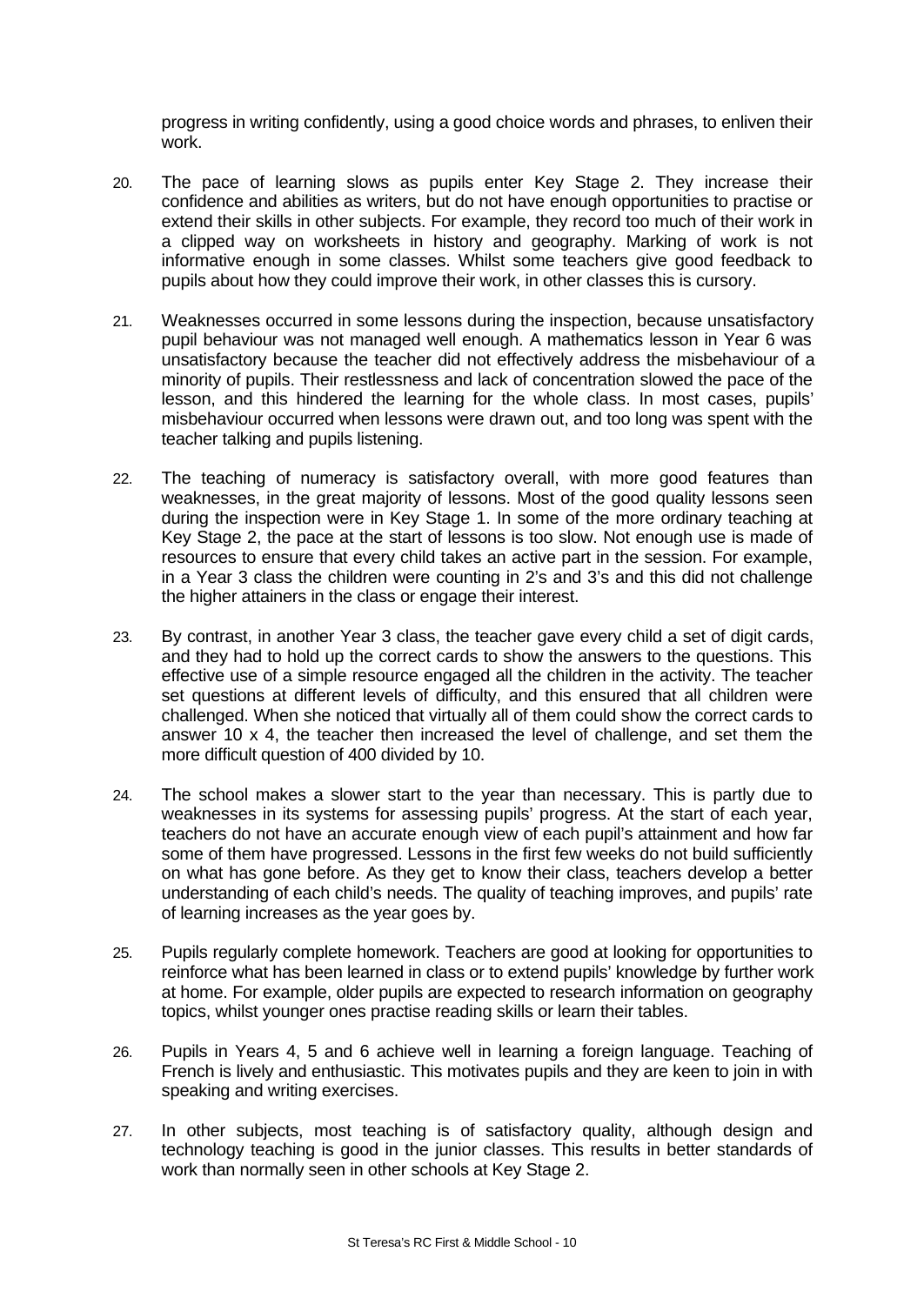progress in writing confidently, using a good choice words and phrases, to enliven their work.

20. The pace of learning slows as pupils enter Key Stage 2. They increase their confidence and abilities as writers, but do not have enough opportunities to practise or extend their skills in other subjects. For example, they record too much of their work in a clipped way on worksheets in history and geography. Marking of work is not informative enough in some classes. Whilst some teachers give good feedback to pupils about how they could improve their work, in other classes this is cursory.

21. Weaknesses occurred in some lessons during the inspection, because unsatisfactory pupil behaviour was not managed well enough. A mathematics lesson in Year 6 was unsatisfactory because the teacher did not effectively address the misbehaviour of a minority of pupils. Their restlessness and lack of concentration slowed the pace of the lesson, and this hindered the learning for the whole class. In most cases, pupils' misbehaviour occurred when lessons were drawn out, and too long was spent with the teacher talking and pupils listening.

22. The teaching of numeracy is satisfactory overall, with more good features than weaknesses, in the great majority of lessons. Most of the good quality lessons seen during the inspection were in Key Stage 1. In some of the more ordinary teaching at Key Stage 2, the pace at the start of lessons is too slow. Not enough use is made of resources to ensure that every child takes an active part in the session. For example, in a Year 3 class the children were counting in 2's and 3's and this did not challenge the higher attainers in the class or engage their interest.

23. By contrast, in another Year 3 class, the teacher gave every child a set of digit cards, and they had to hold up the correct cards to show the answers to the questions. This effective use of a simple resource engaged all the children in the activity. The teacher set questions at different levels of difficulty, and this ensured that all children were challenged. When she noticed that virtually all of them could show the correct cards to answer 10 x 4, the teacher then increased the level of challenge, and set them the more difficult question of 400 divided by 10.

24. The school makes a slower start to the year than necessary. This is partly due to weaknesses in its systems for assessing pupils' progress. At the start of each year, teachers do not have an accurate enough view of each pupil's attainment and how far some of them have progressed. Lessons in the first few weeks do not build sufficiently on what has gone before. As they get to know their class, teachers develop a better understanding of each child's needs. The quality of teaching improves, and pupils' rate of learning increases as the year goes by.

25. Pupils regularly complete homework. Teachers are good at looking for opportunities to reinforce what has been learned in class or to extend pupils' knowledge by further work at home. For example, older pupils are expected to research information on geography topics, whilst younger ones practise reading skills or learn their tables.

26. Pupils in Years 4, 5 and 6 achieve well in learning a foreign language. Teaching of French is lively and enthusiastic. This motivates pupils and they are keen to join in with speaking and writing exercises.

27. In other subjects, most teaching is of satisfactory quality, although design and technology teaching is good in the junior classes. This results in better standards of work than normally seen in other schools at Key Stage 2.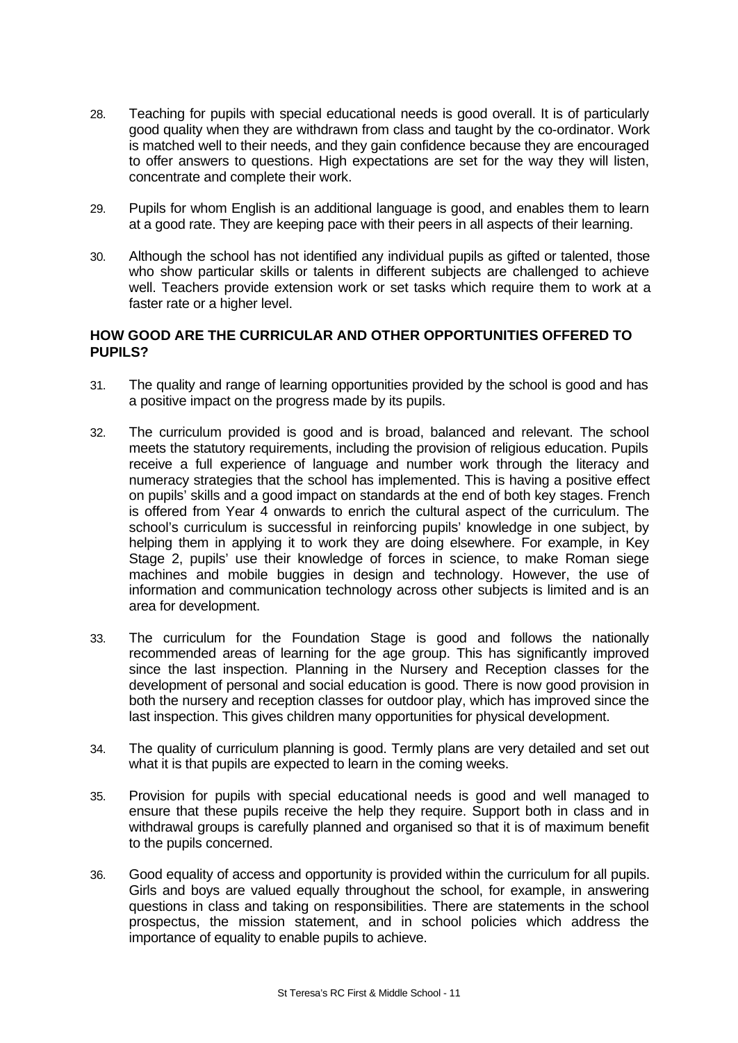28. Teaching for pupils with special educational needs is good overall. It is of particularly good quality when they are withdrawn from class and taught by the co-ordinator. Work is matched well to their needs, and they gain confidence because they are encouraged to offer answers to questions. High expectations are set for the way they will listen, concentrate and complete their work.

29. Pupils for whom English is an additional language is good, and enables them to learn at a good rate. They are keeping pace with their peers in all aspects of their learning.

30. Although the school has not identified any individual pupils as gifted or talented, those who show particular skills or talents in different subjects are challenged to achieve well. Teachers provide extension work or set tasks which require them to work at a faster rate or a higher level.

## HOW GOOD ARE THE CURRICULAR AND OTHER OPPORTUNITIES OFFERED TO PUPILS?

31. The quality and range of learning opportunities provided by the school is good and has a positive impact on the progress made by its pupils.

32. The curriculum provided is good and is broad, balanced and relevant. The school meets the statutory requirements, including the provision of religious education. Pupils receive a full experience of language and number work through the literacy and numeracy strategies that the school has implemented. This is having a positive effect on pupils' skills and a good impact on standards at the end of both key stages. French is offered from Year 4 onwards to enrich the cultural aspect of the curriculum. The school's curriculum is successful in reinforcing pupils' knowledge in one subject, by helping them in applying it to work they are doing elsewhere. For example, in Key Stage 2, pupils' use their knowledge of forces in science, to make Roman siege machines and mobile buggies in design and technology. However, the use of information and communication technology across other subjects is limited and is an area for development.

33. The curriculum for the Foundation Stage is good and follows the nationally recommended areas of learning for the age group. This has significantly improved since the last inspection. Planning in the Nursery and Reception classes for the development of personal and social education is good. There is now good provision in both the nursery and reception classes for outdoor play, which has improved since the last inspection. This gives children many opportunities for physical development.

34. The quality of curriculum planning is good. Termly plans are very detailed and set out what it is that pupils are expected to learn in the coming weeks.

35. Provision for pupils with special educational needs is good and well managed to ensure that these pupils receive the help they require. Support both in class and in withdrawal groups is carefully planned and organised so that it is of maximum benefit to the pupils concerned.

36. Good equality of access and opportunity is provided within the curriculum for all pupils. Girls and boys are valued equally throughout the school, for example, in answering questions in class and taking on responsibilities. There are statements in the school prospectus, the mission statement, and in school policies which address the importance of equality to enable pupils to achieve.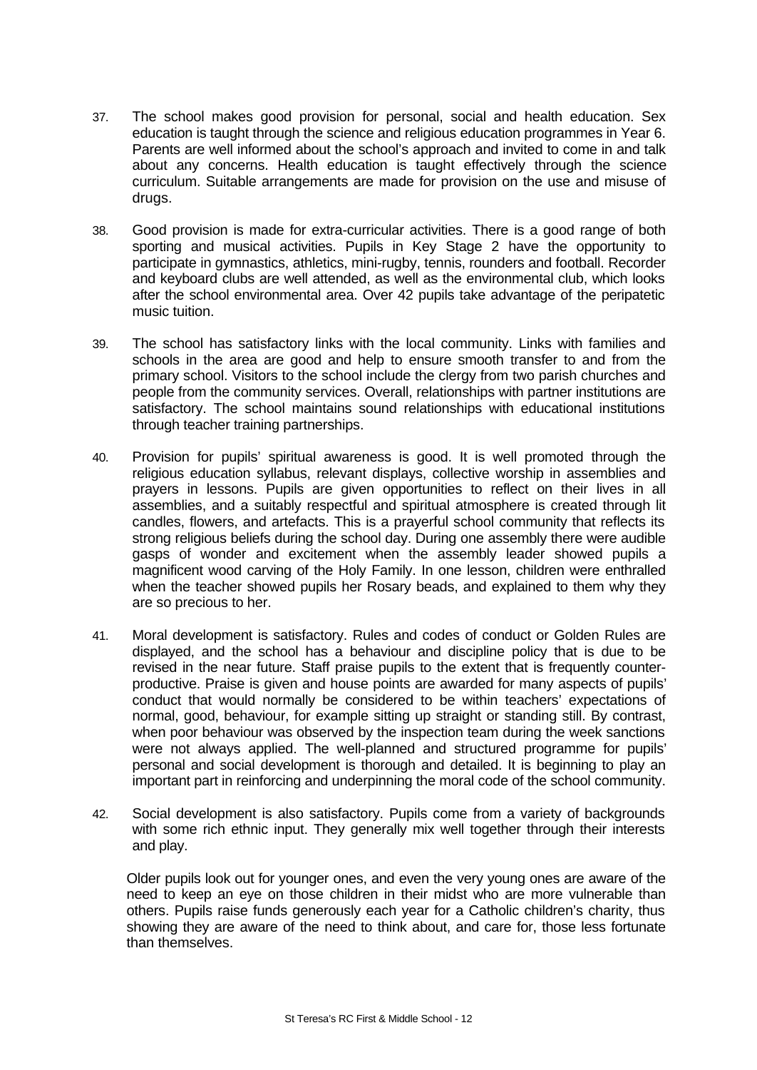37. The school makes good provision for personal, social and health education. Sex education is taught through the science and religious education programmes in Year 6. Parents are well informed about the school's approach and invited to come in and talk about any concerns. Health education is taught effectively through the science curriculum. Suitable arrangements are made for provision on the use and misuse of drugs.

38. Good provision is made for extra-curricular activities. There is a good range of both sporting and musical activities. Pupils in Key Stage 2 have the opportunity to participate in gymnastics, athletics, mini-rugby, tennis, rounders and football. Recorder and keyboard clubs are well attended, as well as the environmental club, which looks after the school environmental area. Over 42 pupils take advantage of the peripatetic music tuition.

39. The school has satisfactory links with the local community. Links with families and schools in the area are good and help to ensure smooth transfer to and from the primary school. Visitors to the school include the clergy from two parish churches and people from the community services. Overall, relationships with partner institutions are satisfactory. The school maintains sound relationships with educational institutions through teacher training partnerships.

40. Provision for pupils' spiritual awareness is good. It is well promoted through the religious education syllabus, relevant displays, collective worship in assemblies and prayers in lessons. Pupils are given opportunities to reflect on their lives in all assemblies, and a suitably respectful and spiritual atmosphere is created through lit candles, flowers, and artefacts. This is a prayerful school community that reflects its strong religious beliefs during the school day. During one assembly there were audible gasps of wonder and excitement when the assembly leader showed pupils a magnificent wood carving of the Holy Family. In one lesson, children were enthralled when the teacher showed pupils her Rosary beads, and explained to them why they are so precious to her.

41. Moral development is satisfactory. Rules and codes of conduct or Golden Rules are displayed, and the school has a behaviour and discipline policy that is due to be revised in the near future. Staff praise pupils to the extent that is frequently counter-productive. Praise is given and house points are awarded for many aspects of pupils' conduct that would normally be considered to be within teachers' expectations of normal, good, behaviour, for example sitting up straight or standing still. By contrast, when poor behaviour was observed by the inspection team during the week sanctions were not always applied. The well-planned and structured programme for pupils' personal and social development is thorough and detailed. It is beginning to play an important part in reinforcing and underpinning the moral code of the school community.

42. Social development is also satisfactory. Pupils come from a variety of backgrounds with some rich ethnic input. They generally mix well together through their interests and play.

Older pupils look out for younger ones, and even the very young ones are aware of the need to keep an eye on those children in their midst who are more vulnerable than others. Pupils raise funds generously each year for a Catholic children's charity, thus showing they are aware of the need to think about, and care for, those less fortunate than themselves.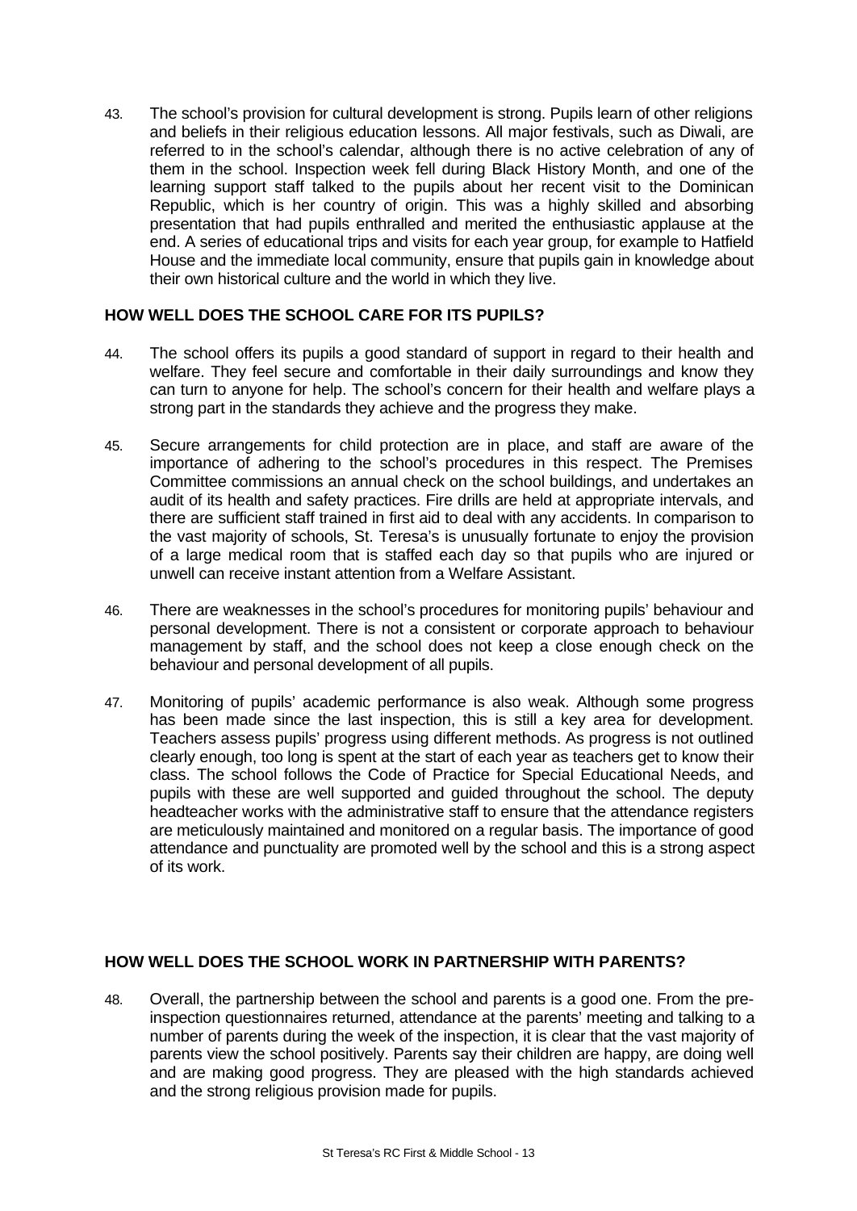43. The school's provision for cultural development is strong. Pupils learn of other religions and beliefs in their religious education lessons. All major festivals, such as Diwali, are referred to in the school's calendar, although there is no active celebration of any of them in the school. Inspection week fell during Black History Month, and one of the learning support staff talked to the pupils about her recent visit to the Dominican Republic, which is her country of origin. This was a highly skilled and absorbing presentation that had pupils enthralled and merited the enthusiastic applause at the end. A series of educational trips and visits for each year group, for example to Hatfield House and the immediate local community, ensure that pupils gain in knowledge about their own historical culture and the world in which they live.

## HOW WELL DOES THE SCHOOL CARE FOR ITS PUPILS?

44. The school offers its pupils a good standard of support in regard to their health and welfare. They feel secure and comfortable in their daily surroundings and know they can turn to anyone for help. The school's concern for their health and welfare plays a strong part in the standards they achieve and the progress they make.

45. Secure arrangements for child protection are in place, and staff are aware of the importance of adhering to the school's procedures in this respect. The Premises Committee commissions an annual check on the school buildings, and undertakes an audit of its health and safety practices. Fire drills are held at appropriate intervals, and there are sufficient staff trained in first aid to deal with any accidents. In comparison to the vast majority of schools, St. Teresa's is unusually fortunate to enjoy the provision of a large medical room that is staffed each day so that pupils who are injured or unwell can receive instant attention from a Welfare Assistant.

46. There are weaknesses in the school's procedures for monitoring pupils' behaviour and personal development. There is not a consistent or corporate approach to behaviour management by staff, and the school does not keep a close enough check on the behaviour and personal development of all pupils.

47. Monitoring of pupils' academic performance is also weak. Although some progress has been made since the last inspection, this is still a key area for development. Teachers assess pupils' progress using different methods. As progress is not outlined clearly enough, too long is spent at the start of each year as teachers get to know their class. The school follows the Code of Practice for Special Educational Needs, and pupils with these are well supported and guided throughout the school. The deputy headteacher works with the administrative staff to ensure that the attendance registers are meticulously maintained and monitored on a regular basis. The importance of good attendance and punctuality are promoted well by the school and this is a strong aspect of its work.

## HOW WELL DOES THE SCHOOL WORK IN PARTNERSHIP WITH PARENTS?

48. Overall, the partnership between the school and parents is a good one. From the pre-inspection questionnaires returned, attendance at the parents' meeting and talking to a number of parents during the week of the inspection, it is clear that the vast majority of parents view the school positively. Parents say their children are happy, are doing well and are making good progress. They are pleased with the high standards achieved and the strong religious provision made for pupils.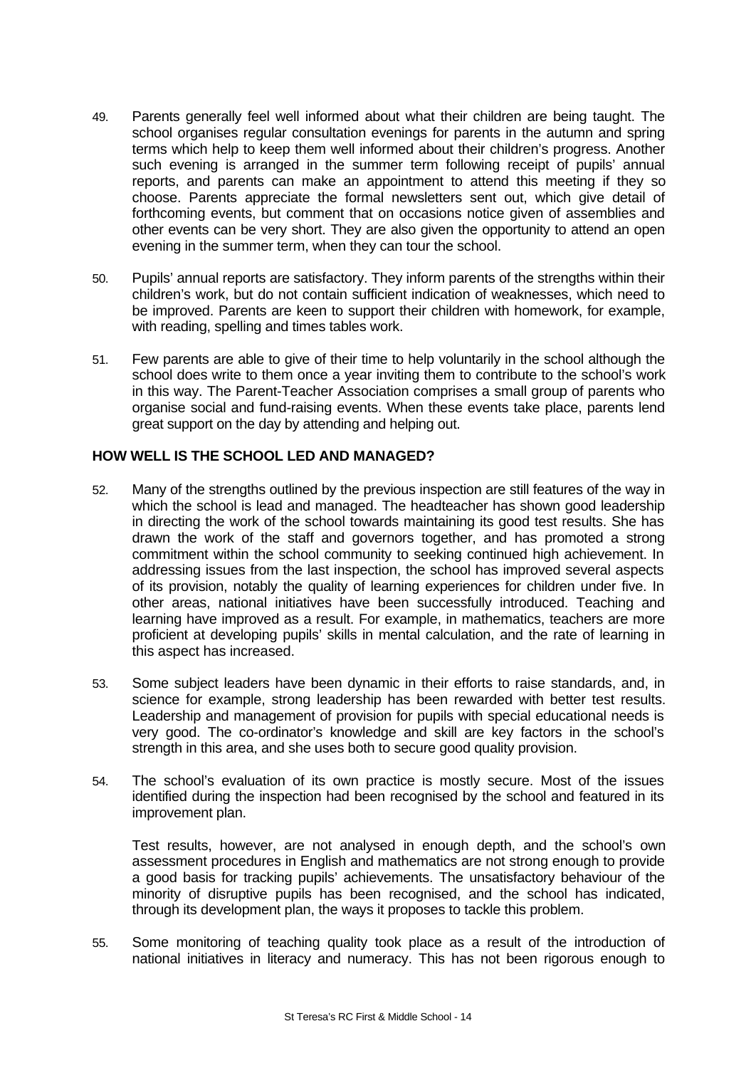49. Parents generally feel well informed about what their children are being taught. The school organises regular consultation evenings for parents in the autumn and spring terms which help to keep them well informed about their children's progress. Another such evening is arranged in the summer term following receipt of pupils' annual reports, and parents can make an appointment to attend this meeting if they so choose. Parents appreciate the formal newsletters sent out, which give detail of forthcoming events, but comment that on occasions notice given of assemblies and other events can be very short. They are also given the opportunity to attend an open evening in the summer term, when they can tour the school.

50. Pupils' annual reports are satisfactory. They inform parents of the strengths within their children's work, but do not contain sufficient indication of weaknesses, which need to be improved. Parents are keen to support their children with homework, for example, with reading, spelling and times tables work.

51. Few parents are able to give of their time to help voluntarily in the school although the school does write to them once a year inviting them to contribute to the school's work in this way. The Parent-Teacher Association comprises a small group of parents who organise social and fund-raising events. When these events take place, parents lend great support on the day by attending and helping out.

## HOW WELL IS THE SCHOOL LED AND MANAGED?

52. Many of the strengths outlined by the previous inspection are still features of the way in which the school is lead and managed. The headteacher has shown good leadership in directing the work of the school towards maintaining its good test results. She has drawn the work of the staff and governors together, and has promoted a strong commitment within the school community to seeking continued high achievement. In addressing issues from the last inspection, the school has improved several aspects of its provision, notably the quality of learning experiences for children under five. In other areas, national initiatives have been successfully introduced. Teaching and learning have improved as a result. For example, in mathematics, teachers are more proficient at developing pupils' skills in mental calculation, and the rate of learning in this aspect has increased.

53. Some subject leaders have been dynamic in their efforts to raise standards, and, in science for example, strong leadership has been rewarded with better test results. Leadership and management of provision for pupils with special educational needs is very good. The co-ordinator's knowledge and skill are key factors in the school's strength in this area, and she uses both to secure good quality provision.

54. The school's evaluation of its own practice is mostly secure. Most of the issues identified during the inspection had been recognised by the school and featured in its improvement plan.

Test results, however, are not analysed in enough depth, and the school's own assessment procedures in English and mathematics are not strong enough to provide a good basis for tracking pupils' achievements. The unsatisfactory behaviour of the minority of disruptive pupils has been recognised, and the school has indicated, through its development plan, the ways it proposes to tackle this problem.

55. Some monitoring of teaching quality took place as a result of the introduction of national initiatives in literacy and numeracy. This has not been rigorous enough to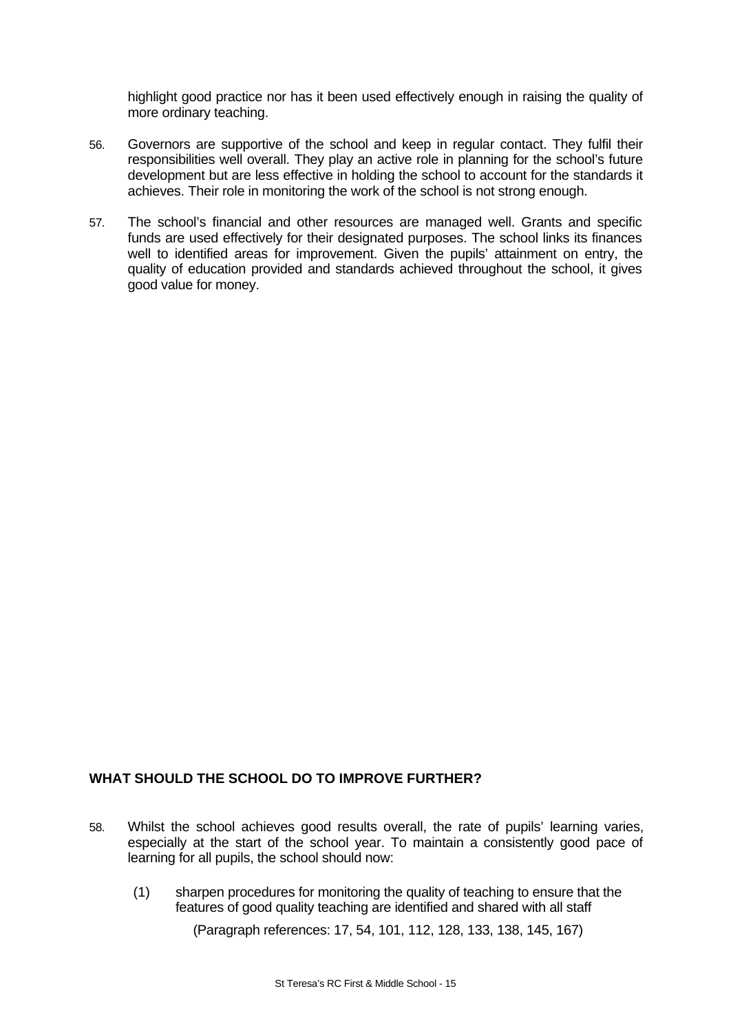highlight good practice nor has it been used effectively enough in raising the quality of more ordinary teaching.

56. Governors are supportive of the school and keep in regular contact. They fulfil their responsibilities well overall. They play an active role in planning for the school's future development but are less effective in holding the school to account for the standards it achieves. Their role in monitoring the work of the school is not strong enough.

57. The school's financial and other resources are managed well. Grants and specific funds are used effectively for their designated purposes. The school links its finances well to identified areas for improvement. Given the pupils' attainment on entry, the quality of education provided and standards achieved throughout the school, it gives good value for money.

## WHAT SHOULD THE SCHOOL DO TO IMPROVE FURTHER?

58. Whilst the school achieves good results overall, the rate of pupils' learning varies, especially at the start of the school year. To maintain a consistently good pace of learning for all pupils, the school should now:

    (1) sharpen procedures for monitoring the quality of teaching to ensure that the features of good quality teaching are identified and shared with all staff

    (Paragraph references: 17, 54, 101, 112, 128, 133, 138, 145, 167)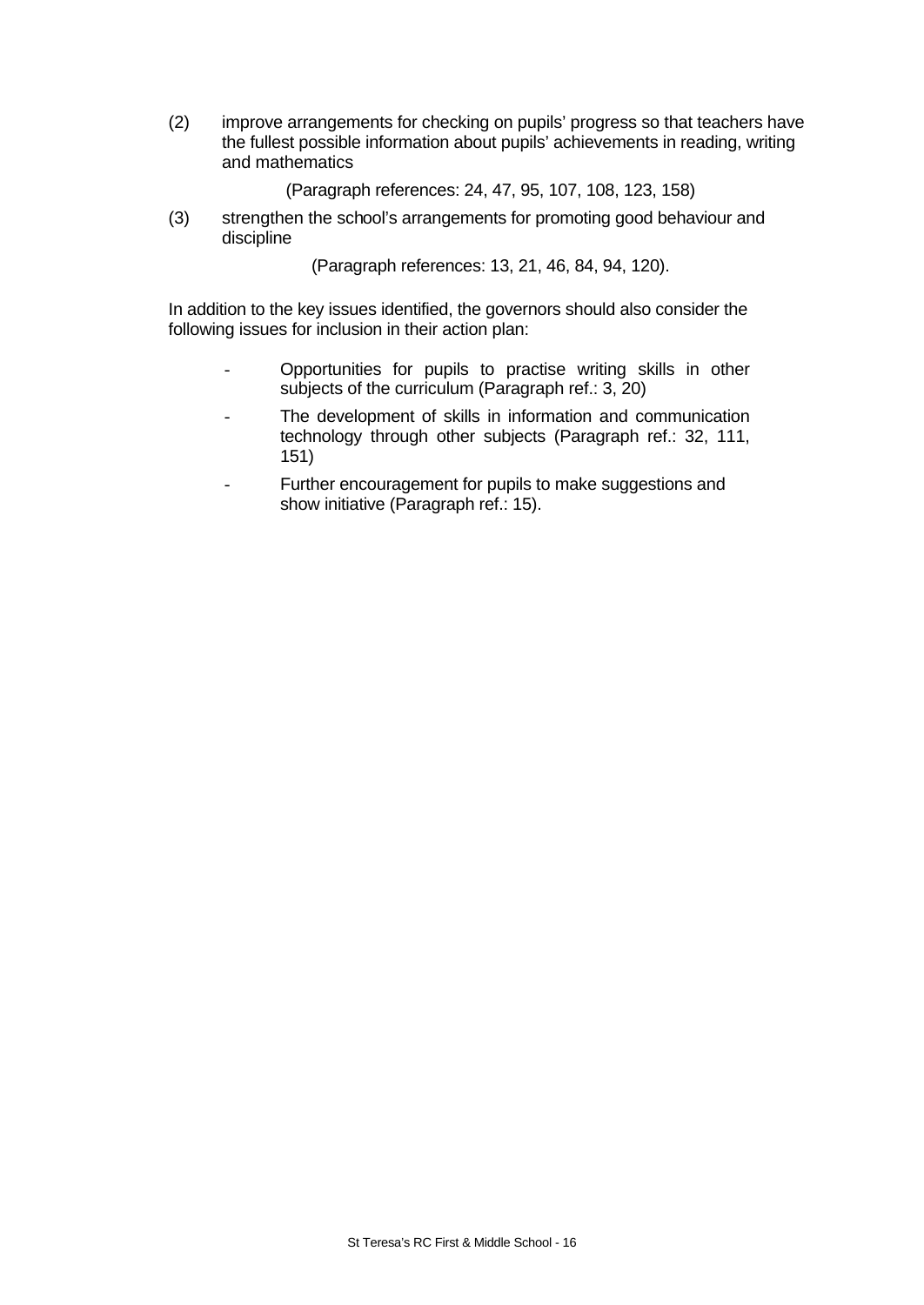(2) improve arrangements for checking on pupils' progress so that teachers have the fullest possible information about pupils' achievements in reading, writing and mathematics

(Paragraph references: 24, 47, 95, 107, 108, 123, 158)

(3) strengthen the school's arrangements for promoting good behaviour and discipline

(Paragraph references: 13, 21, 46, 84, 94, 120).

In addition to the key issues identified, the governors should also consider the following issues for inclusion in their action plan:

- Opportunities for pupils to practise writing skills in other subjects of the curriculum (Paragraph ref.: 3, 20)
- The development of skills in information and communication technology through other subjects (Paragraph ref.: 32, 111, 151)
- Further encouragement for pupils to make suggestions and show initiative (Paragraph ref.: 15).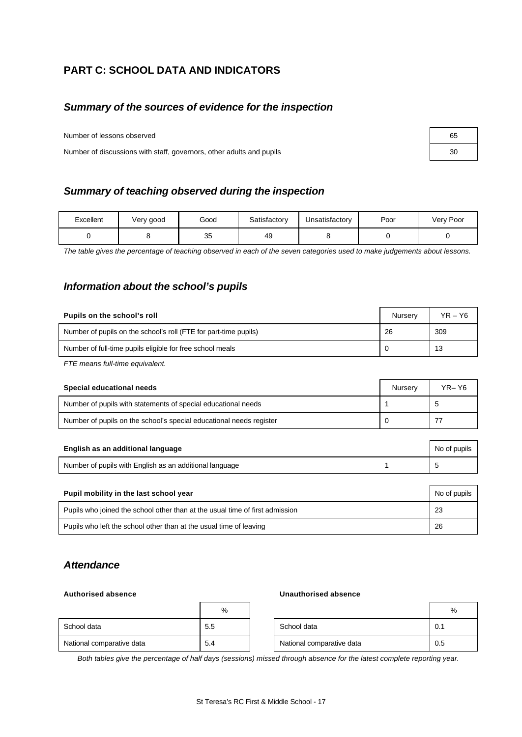## PART C: SCHOOL DATA AND INDICATORS

### *Summary of the sources of evidence for the inspection*

| | |
|---|---|
| Number of lessons observed | 65 |
| Number of discussions with staff, governors, other adults and pupils | 30 |

### *Summary of teaching observed during the inspection*

| Excellent | Very good | Good | Satisfactory | Unsatisfactory | Poor | Very Poor |
|---|---|---|---|---|---|---|
| 0 | 8 | 35 | 49 | 8 | 0 | 0 |

*The table gives the percentage of teaching observed in each of the seven categories used to make judgements about lessons.*

### *Information about the school's pupils*

| **Pupils on the school's roll** | Nursery | YR – Y6 |
|---|---|---|
| Number of pupils on the school's roll (FTE for part-time pupils) | 26 | 309 |
| Number of full-time pupils eligible for free school meals | 0 | 13 |

*FTE means full-time equivalent.*

| **Special educational needs** | Nursery | YR– Y6 |
|---|---|---|
| Number of pupils with statements of special educational needs | 1 | 5 |
| Number of pupils on the school's special educational needs register | 0 | 77 |

| **English as an additional language** | | No of pupils |
|---|---|---|
| Number of pupils with English as an additional language | 1 | 5 |

| **Pupil mobility in the last school year** | No of pupils |
|---|---|
| Pupils who joined the school other than at the usual time of first admission | 23 |
| Pupils who left the school other than at the usual time of leaving | 26 |

### *Attendance*

**Authorised absence**

| | % |
|---|---|
| School data | 5.5 |
| National comparative data | 5.4 |

**Unauthorised absence**

| | % |
|---|---|
| School data | 0.1 |
| National comparative data | 0.5 |

*Both tables give the percentage of half days (sessions) missed through absence for the latest complete reporting year.*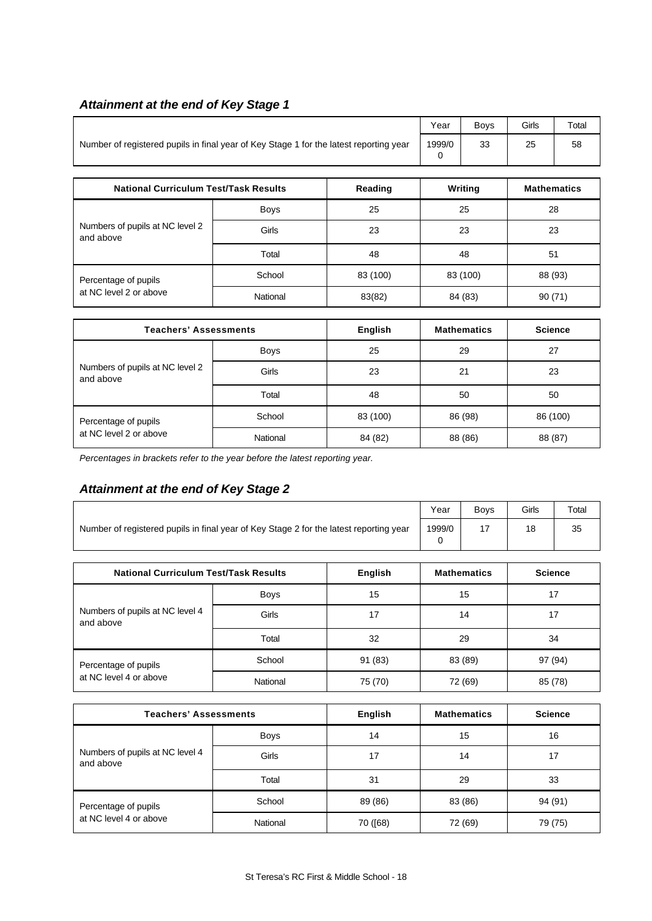## *Attainment at the end of Key Stage 1*

| | Year | Boys | Girls | Total |
|---|---|---|---|---|
| Number of registered pupils in final year of Key Stage 1 for the latest reporting year | 1999/0 0 | 33 | 25 | 58 |

| National Curriculum Test/Task Results | | Reading | Writing | Mathematics |
|---|---|---|---|---|
| Numbers of pupils at NC level 2 and above | Boys | 25 | 25 | 28 |
| | Girls | 23 | 23 | 23 |
| | Total | 48 | 48 | 51 |
| Percentage of pupils at NC level 2 or above | School | 83 (100) | 83 (100) | 88 (93) |
| | National | 83(82) | 84 (83) | 90 (71) |

| Teachers' Assessments | | English | Mathematics | Science |
|---|---|---|---|---|
| Numbers of pupils at NC level 2 and above | Boys | 25 | 29 | 27 |
| | Girls | 23 | 21 | 23 |
| | Total | 48 | 50 | 50 |
| Percentage of pupils at NC level 2 or above | School | 83 (100) | 86 (98) | 86 (100) |
| | National | 84 (82) | 88 (86) | 88 (87) |

*Percentages in brackets refer to the year before the latest reporting year.*

## *Attainment at the end of Key Stage 2*

| | Year | Boys | Girls | Total |
|---|---|---|---|---|
| Number of registered pupils in final year of Key Stage 2 for the latest reporting year | 1999/0 0 | 17 | 18 | 35 |

| National Curriculum Test/Task Results | | English | Mathematics | Science |
|---|---|---|---|---|
| Numbers of pupils at NC level 4 and above | Boys | 15 | 15 | 17 |
| | Girls | 17 | 14 | 17 |
| | Total | 32 | 29 | 34 |
| Percentage of pupils at NC level 4 or above | School | 91 (83) | 83 (89) | 97 (94) |
| | National | 75 (70) | 72 (69) | 85 (78) |

| Teachers' Assessments | | English | Mathematics | Science |
|---|---|---|---|---|
| Numbers of pupils at NC level 4 and above | Boys | 14 | 15 | 16 |
| | Girls | 17 | 14 | 17 |
| | Total | 31 | 29 | 33 |
| Percentage of pupils at NC level 4 or above | School | 89 (86) | 83 (86) | 94 (91) |
| | National | 70 ([68) | 72 (69) | 79 (75) |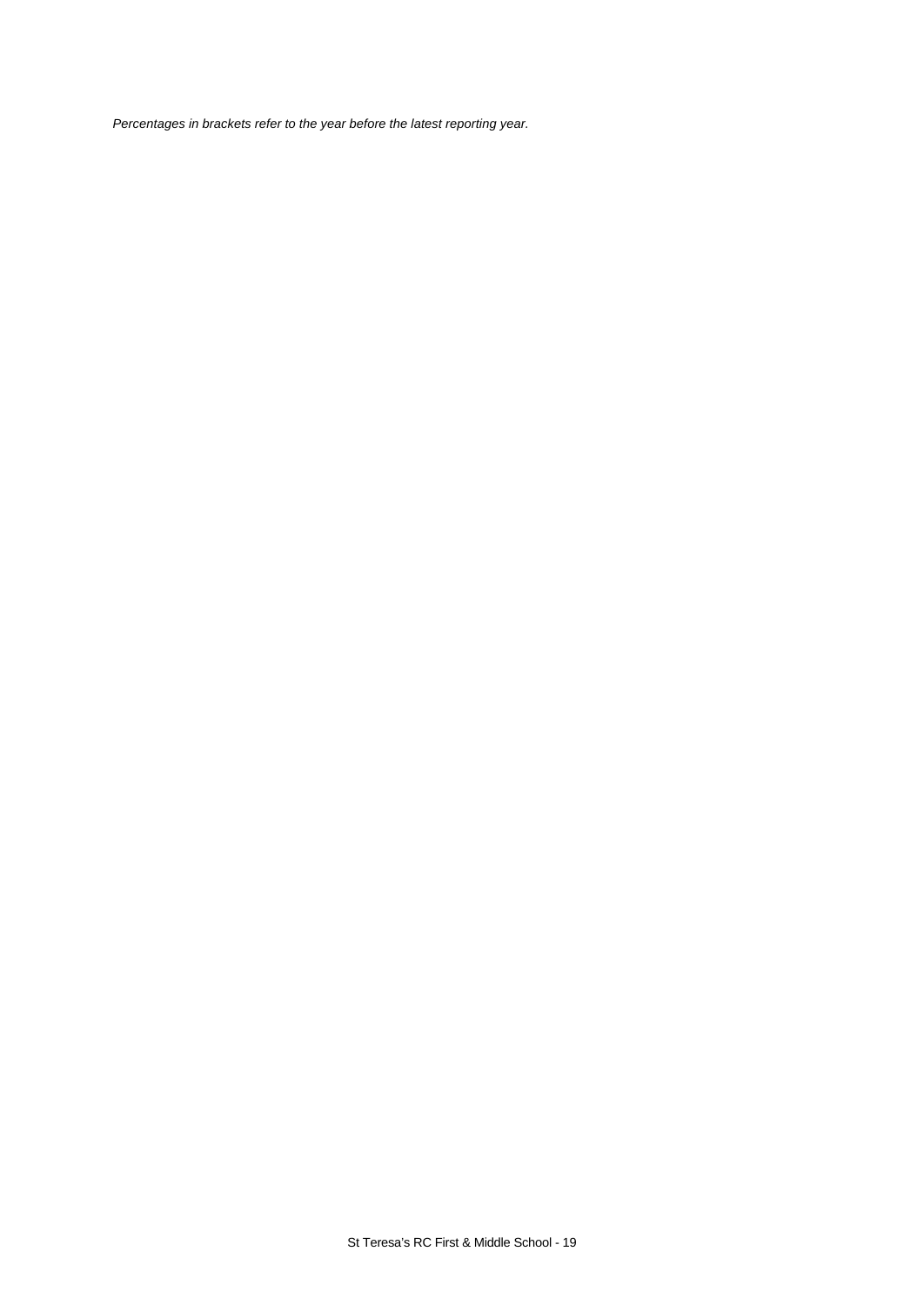*Percentages in brackets refer to the year before the latest reporting year.*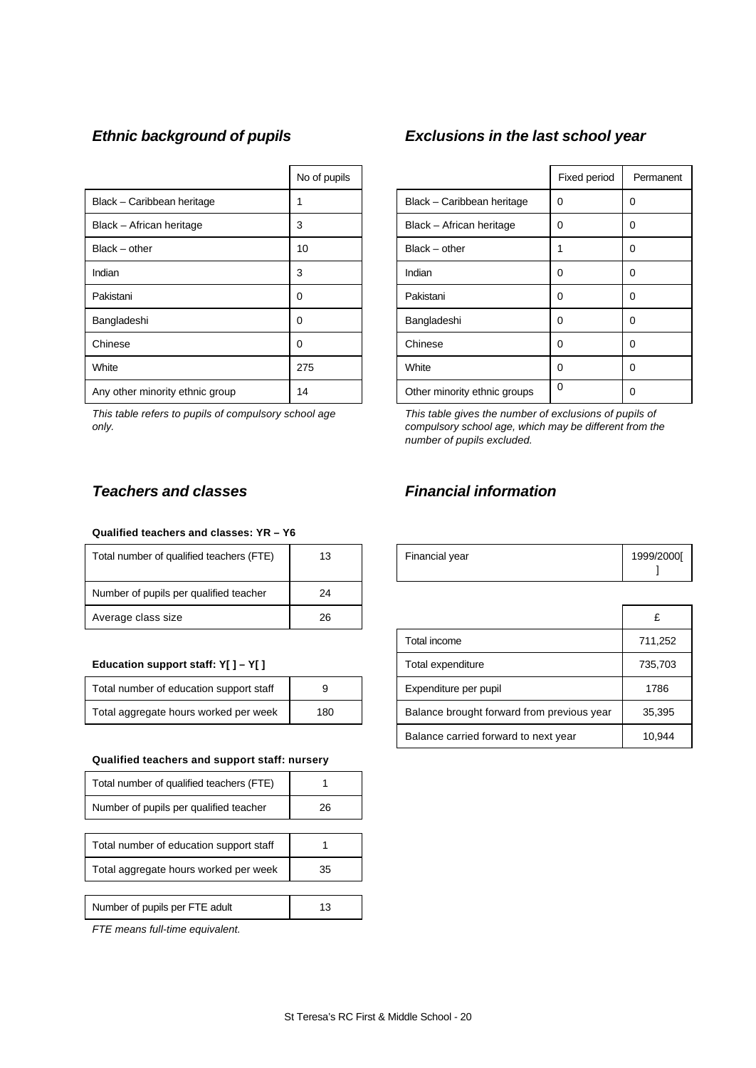### *Ethnic background of pupils*

| | No of pupils |
|---|---|
| Black – Caribbean heritage | 1 |
| Black – African heritage | 3 |
| Black – other | 10 |
| Indian | 3 |
| Pakistani | 0 |
| Bangladeshi | 0 |
| Chinese | 0 |
| White | 275 |
| Any other minority ethnic group | 14 |

*This table refers to pupils of compulsory school age only.*

### *Exclusions in the last school year*

| | Fixed period | Permanent |
|---|---|---|
| Black – Caribbean heritage | 0 | 0 |
| Black – African heritage | 0 | 0 |
| Black – other | 1 | 0 |
| Indian | 0 | 0 |
| Pakistani | 0 | 0 |
| Bangladeshi | 0 | 0 |
| Chinese | 0 | 0 |
| White | 0 | 0 |
| Other minority ethnic groups | 0 | 0 |

*This table gives the number of exclusions of pupils of compulsory school age, which may be different from the number of pupils excluded.*

### *Teachers and classes*

**Qualified teachers and classes: YR – Y6**

| | |
|---|---|
| Total number of qualified teachers (FTE) | 13 |
| Number of pupils per qualified teacher | 24 |
| Average class size | 26 |

**Education support staff: Y[ ] – Y[ ]**

| | |
|---|---|
| Total number of education support staff | 9 |
| Total aggregate hours worked per week | 180 |

**Qualified teachers and support staff: nursery**

| | |
|---|---|
| Total number of qualified teachers (FTE) | 1 |
| Number of pupils per qualified teacher | 26 |
| Total number of education support staff | 1 |
| Total aggregate hours worked per week | 35 |
| Number of pupils per FTE adult | 13 |

*FTE means full-time equivalent.*

### *Financial information*

| | |
|---|---|
| Financial year | 1999/2000[ ] |

| | £ |
|---|---|
| Total income | 711,252 |
| Total expenditure | 735,703 |
| Expenditure per pupil | 1786 |
| Balance brought forward from previous year | 35,395 |
| Balance carried forward to next year | 10,944 |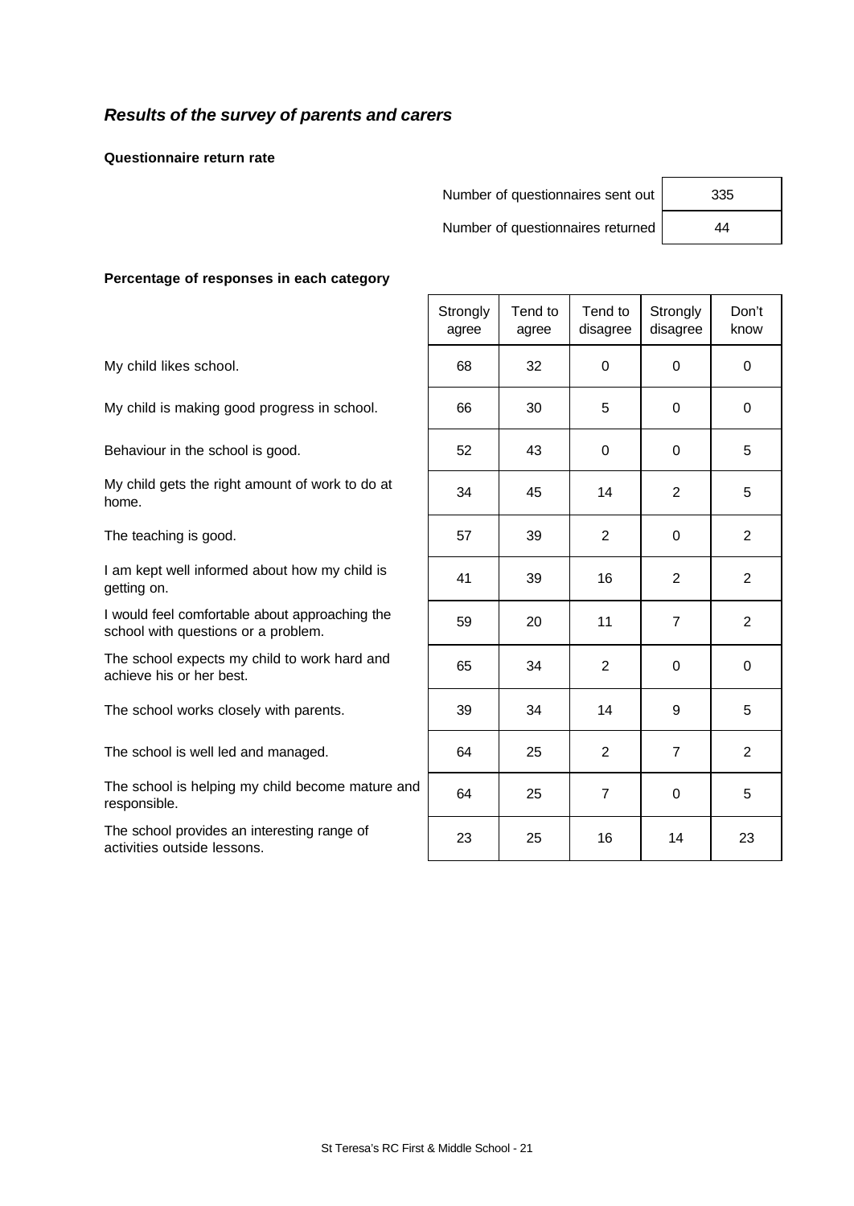## *Results of the survey of parents and carers*

**Questionnaire return rate**

| | |
|---|---|
| Number of questionnaires sent out | 335 |
| Number of questionnaires returned | 44 |

**Percentage of responses in each category**

| | Strongly agree | Tend to agree | Tend to disagree | Strongly disagree | Don't know |
|---|---|---|---|---|---|
| My child likes school. | 68 | 32 | 0 | 0 | 0 |
| My child is making good progress in school. | 66 | 30 | 5 | 0 | 0 |
| Behaviour in the school is good. | 52 | 43 | 0 | 0 | 5 |
| My child gets the right amount of work to do at home. | 34 | 45 | 14 | 2 | 5 |
| The teaching is good. | 57 | 39 | 2 | 0 | 2 |
| I am kept well informed about how my child is getting on. | 41 | 39 | 16 | 2 | 2 |
| I would feel comfortable about approaching the school with questions or a problem. | 59 | 20 | 11 | 7 | 2 |
| The school expects my child to work hard and achieve his or her best. | 65 | 34 | 2 | 0 | 0 |
| The school works closely with parents. | 39 | 34 | 14 | 9 | 5 |
| The school is well led and managed. | 64 | 25 | 2 | 7 | 2 |
| The school is helping my child become mature and responsible. | 64 | 25 | 7 | 0 | 5 |
| The school provides an interesting range of activities outside lessons. | 23 | 25 | 16 | 14 | 23 |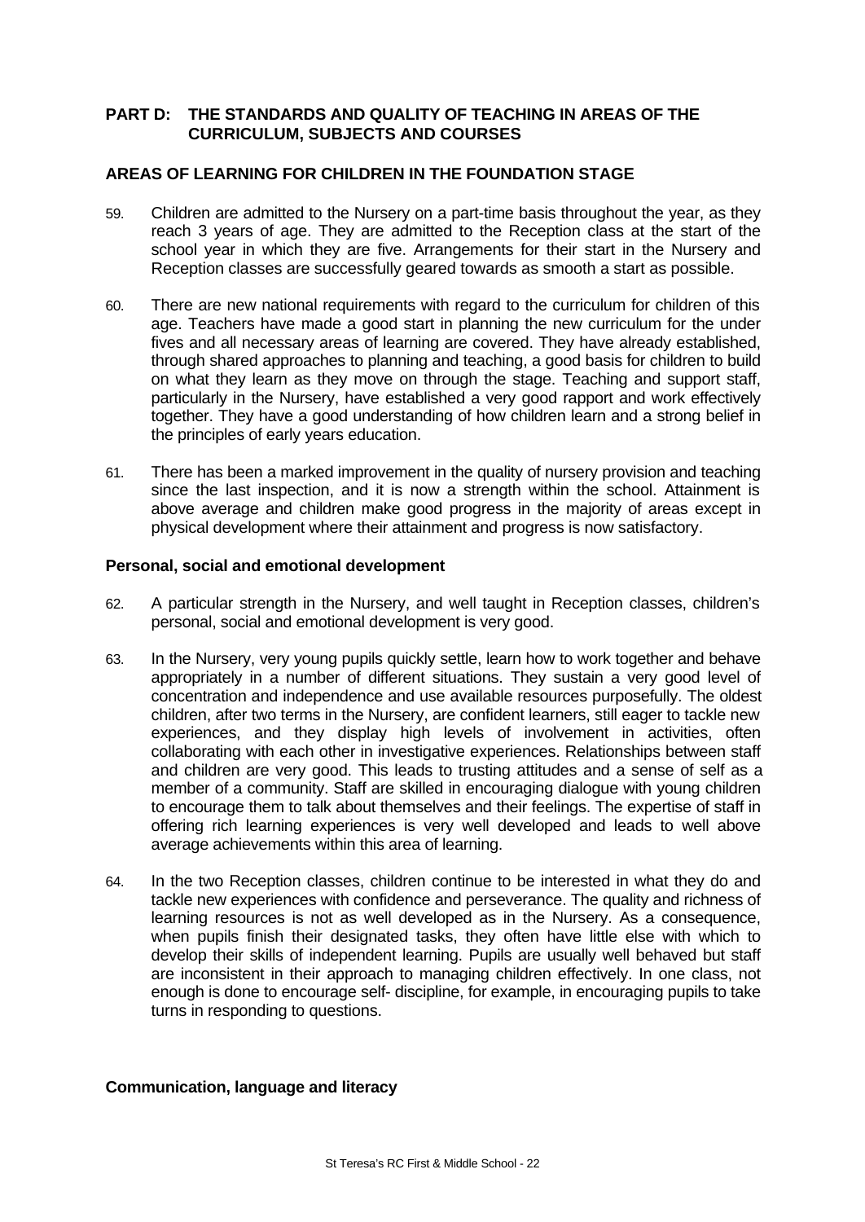## PART D: THE STANDARDS AND QUALITY OF TEACHING IN AREAS OF THE CURRICULUM, SUBJECTS AND COURSES

### AREAS OF LEARNING FOR CHILDREN IN THE FOUNDATION STAGE

59. Children are admitted to the Nursery on a part-time basis throughout the year, as they reach 3 years of age. They are admitted to the Reception class at the start of the school year in which they are five. Arrangements for their start in the Nursery and Reception classes are successfully geared towards as smooth a start as possible.

60. There are new national requirements with regard to the curriculum for children of this age. Teachers have made a good start in planning the new curriculum for the under fives and all necessary areas of learning are covered. They have already established, through shared approaches to planning and teaching, a good basis for children to build on what they learn as they move on through the stage. Teaching and support staff, particularly in the Nursery, have established a very good rapport and work effectively together. They have a good understanding of how children learn and a strong belief in the principles of early years education.

61. There has been a marked improvement in the quality of nursery provision and teaching since the last inspection, and it is now a strength within the school. Attainment is above average and children make good progress in the majority of areas except in physical development where their attainment and progress is now satisfactory.

#### Personal, social and emotional development

62. A particular strength in the Nursery, and well taught in Reception classes, children's personal, social and emotional development is very good.

63. In the Nursery, very young pupils quickly settle, learn how to work together and behave appropriately in a number of different situations. They sustain a very good level of concentration and independence and use available resources purposefully. The oldest children, after two terms in the Nursery, are confident learners, still eager to tackle new experiences, and they display high levels of involvement in activities, often collaborating with each other in investigative experiences. Relationships between staff and children are very good. This leads to trusting attitudes and a sense of self as a member of a community. Staff are skilled in encouraging dialogue with young children to encourage them to talk about themselves and their feelings. The expertise of staff in offering rich learning experiences is very well developed and leads to well above average achievements within this area of learning.

64. In the two Reception classes, children continue to be interested in what they do and tackle new experiences with confidence and perseverance. The quality and richness of learning resources is not as well developed as in the Nursery. As a consequence, when pupils finish their designated tasks, they often have little else with which to develop their skills of independent learning. Pupils are usually well behaved but staff are inconsistent in their approach to managing children effectively. In one class, not enough is done to encourage self- discipline, for example, in encouraging pupils to take turns in responding to questions.

#### Communication, language and literacy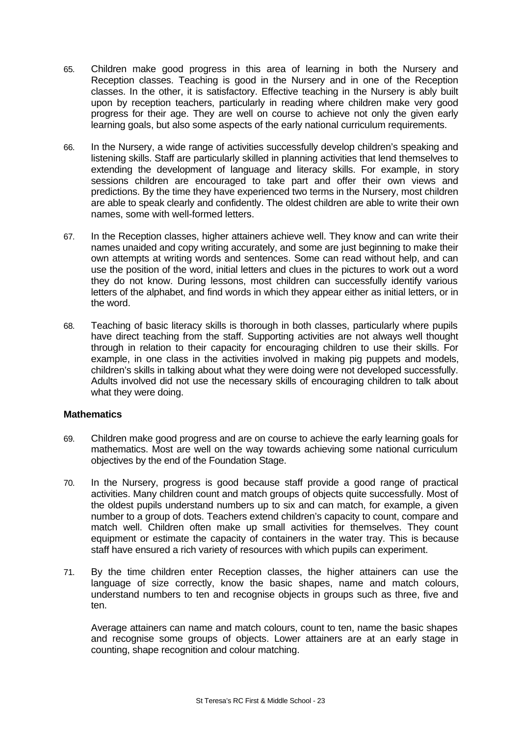65. Children make good progress in this area of learning in both the Nursery and Reception classes. Teaching is good in the Nursery and in one of the Reception classes. In the other, it is satisfactory. Effective teaching in the Nursery is ably built upon by reception teachers, particularly in reading where children make very good progress for their age. They are well on course to achieve not only the given early learning goals, but also some aspects of the early national curriculum requirements.

66. In the Nursery, a wide range of activities successfully develop children's speaking and listening skills. Staff are particularly skilled in planning activities that lend themselves to extending the development of language and literacy skills. For example, in story sessions children are encouraged to take part and offer their own views and predictions. By the time they have experienced two terms in the Nursery, most children are able to speak clearly and confidently. The oldest children are able to write their own names, some with well-formed letters.

67. In the Reception classes, higher attainers achieve well. They know and can write their names unaided and copy writing accurately, and some are just beginning to make their own attempts at writing words and sentences. Some can read without help, and can use the position of the word, initial letters and clues in the pictures to work out a word they do not know. During lessons, most children can successfully identify various letters of the alphabet, and find words in which they appear either as initial letters, or in the word.

68. Teaching of basic literacy skills is thorough in both classes, particularly where pupils have direct teaching from the staff. Supporting activities are not always well thought through in relation to their capacity for encouraging children to use their skills. For example, in one class in the activities involved in making pig puppets and models, children's skills in talking about what they were doing were not developed successfully. Adults involved did not use the necessary skills of encouraging children to talk about what they were doing.

**Mathematics**

69. Children make good progress and are on course to achieve the early learning goals for mathematics. Most are well on the way towards achieving some national curriculum objectives by the end of the Foundation Stage.

70. In the Nursery, progress is good because staff provide a good range of practical activities. Many children count and match groups of objects quite successfully. Most of the oldest pupils understand numbers up to six and can match, for example, a given number to a group of dots. Teachers extend children's capacity to count, compare and match well. Children often make up small activities for themselves. They count equipment or estimate the capacity of containers in the water tray. This is because staff have ensured a rich variety of resources with which pupils can experiment.

71. By the time children enter Reception classes, the higher attainers can use the language of size correctly, know the basic shapes, name and match colours, understand numbers to ten and recognise objects in groups such as three, five and ten.

Average attainers can name and match colours, count to ten, name the basic shapes and recognise some groups of objects. Lower attainers are at an early stage in counting, shape recognition and colour matching.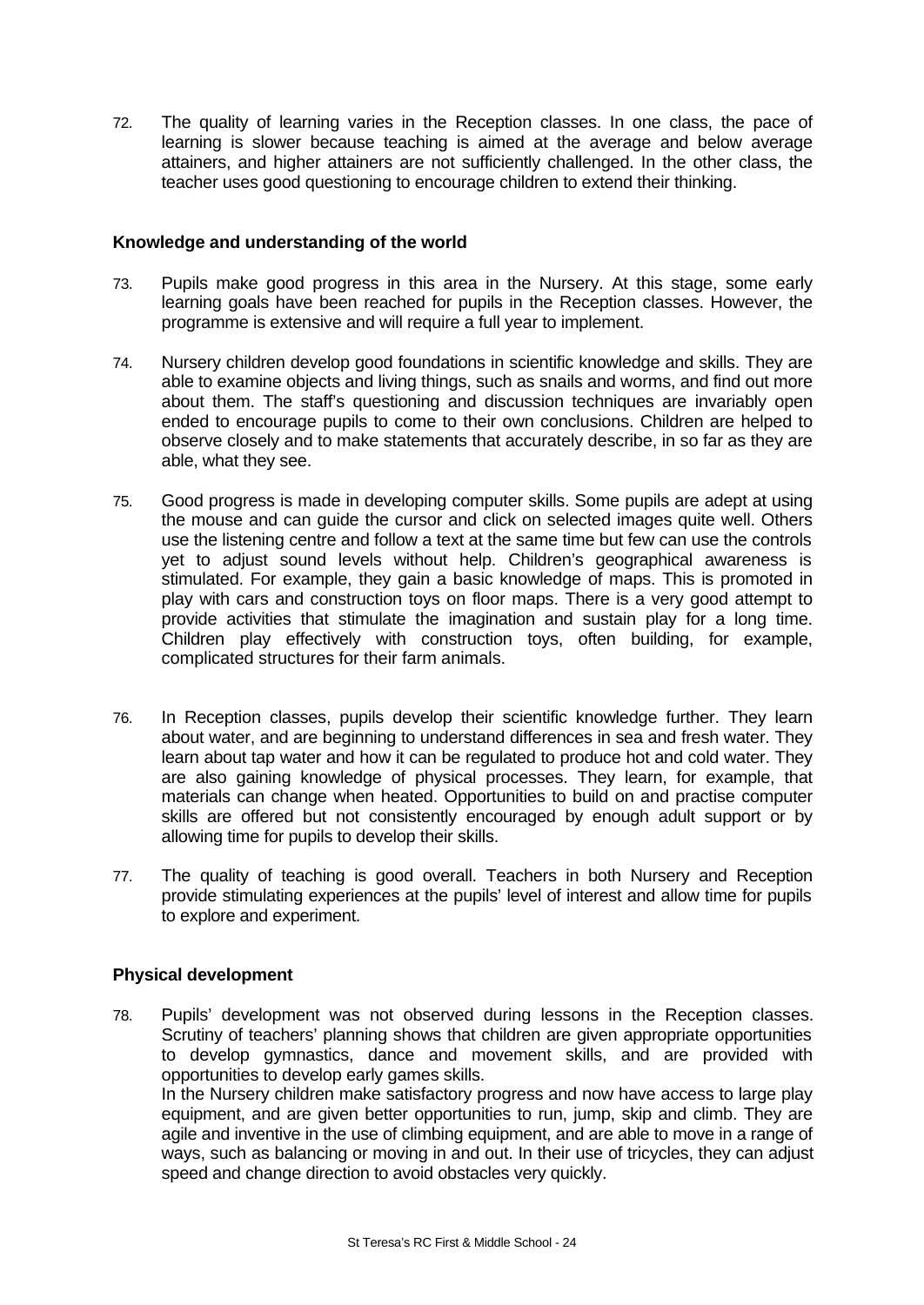72. The quality of learning varies in the Reception classes. In one class, the pace of learning is slower because teaching is aimed at the average and below average attainers, and higher attainers are not sufficiently challenged. In the other class, the teacher uses good questioning to encourage children to extend their thinking.

### Knowledge and understanding of the world

73. Pupils make good progress in this area in the Nursery. At this stage, some early learning goals have been reached for pupils in the Reception classes. However, the programme is extensive and will require a full year to implement.

74. Nursery children develop good foundations in scientific knowledge and skills. They are able to examine objects and living things, such as snails and worms, and find out more about them. The staff's questioning and discussion techniques are invariably open ended to encourage pupils to come to their own conclusions. Children are helped to observe closely and to make statements that accurately describe, in so far as they are able, what they see.

75. Good progress is made in developing computer skills. Some pupils are adept at using the mouse and can guide the cursor and click on selected images quite well. Others use the listening centre and follow a text at the same time but few can use the controls yet to adjust sound levels without help. Children's geographical awareness is stimulated. For example, they gain a basic knowledge of maps. This is promoted in play with cars and construction toys on floor maps. There is a very good attempt to provide activities that stimulate the imagination and sustain play for a long time. Children play effectively with construction toys, often building, for example, complicated structures for their farm animals.

76. In Reception classes, pupils develop their scientific knowledge further. They learn about water, and are beginning to understand differences in sea and fresh water. They learn about tap water and how it can be regulated to produce hot and cold water. They are also gaining knowledge of physical processes. They learn, for example, that materials can change when heated. Opportunities to build on and practise computer skills are offered but not consistently encouraged by enough adult support or by allowing time for pupils to develop their skills.

77. The quality of teaching is good overall. Teachers in both Nursery and Reception provide stimulating experiences at the pupils' level of interest and allow time for pupils to explore and experiment.

### Physical development

78. Pupils' development was not observed during lessons in the Reception classes. Scrutiny of teachers' planning shows that children are given appropriate opportunities to develop gymnastics, dance and movement skills, and are provided with opportunities to develop early games skills.
In the Nursery children make satisfactory progress and now have access to large play equipment, and are given better opportunities to run, jump, skip and climb. They are agile and inventive in the use of climbing equipment, and are able to move in a range of ways, such as balancing or moving in and out. In their use of tricycles, they can adjust speed and change direction to avoid obstacles very quickly.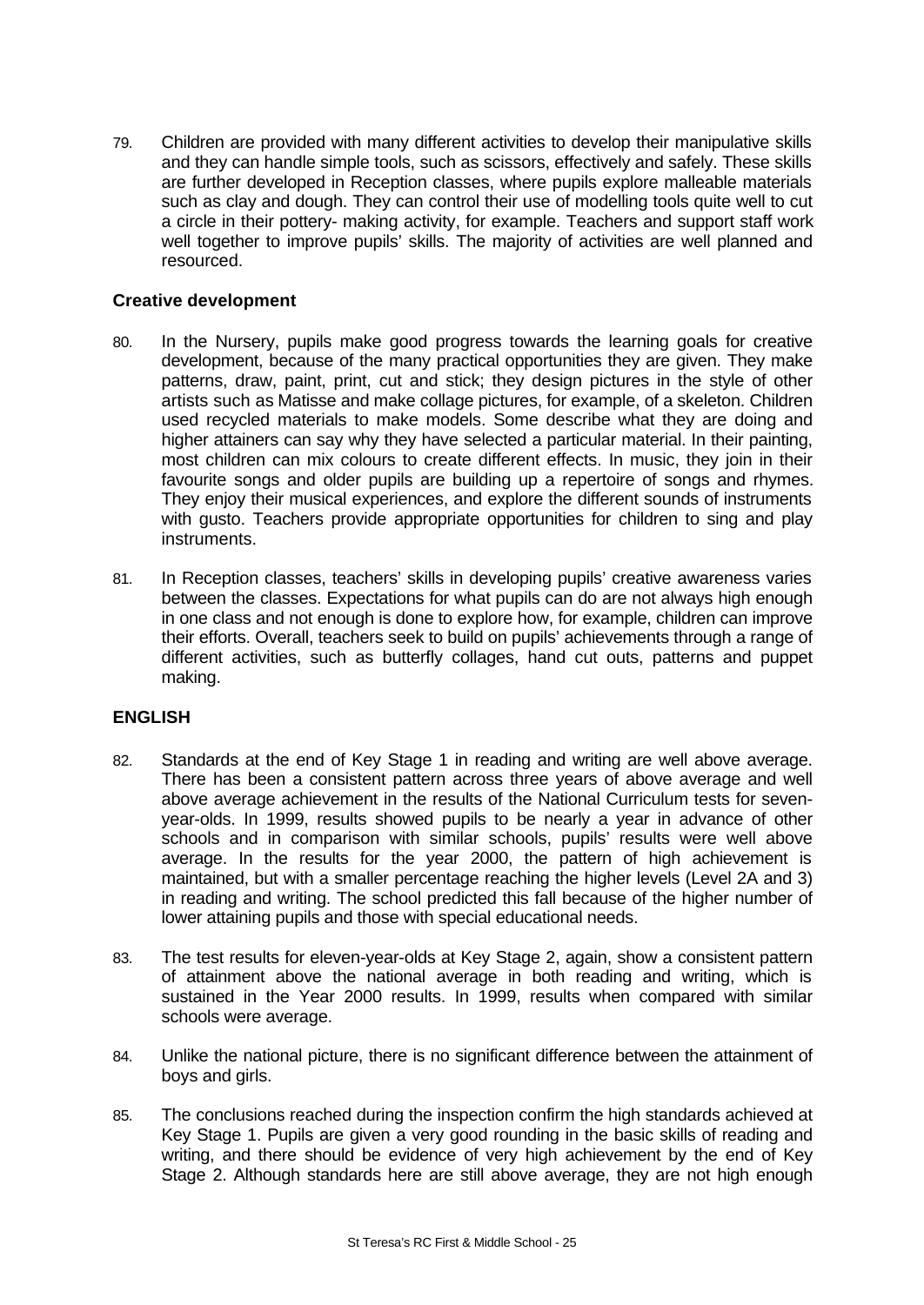79. Children are provided with many different activities to develop their manipulative skills and they can handle simple tools, such as scissors, effectively and safely. These skills are further developed in Reception classes, where pupils explore malleable materials such as clay and dough. They can control their use of modelling tools quite well to cut a circle in their pottery- making activity, for example. Teachers and support staff work well together to improve pupils' skills. The majority of activities are well planned and resourced.

### Creative development

80. In the Nursery, pupils make good progress towards the learning goals for creative development, because of the many practical opportunities they are given. They make patterns, draw, paint, print, cut and stick; they design pictures in the style of other artists such as Matisse and make collage pictures, for example, of a skeleton. Children used recycled materials to make models. Some describe what they are doing and higher attainers can say why they have selected a particular material. In their painting, most children can mix colours to create different effects. In music, they join in their favourite songs and older pupils are building up a repertoire of songs and rhymes. They enjoy their musical experiences, and explore the different sounds of instruments with gusto. Teachers provide appropriate opportunities for children to sing and play instruments.

81. In Reception classes, teachers' skills in developing pupils' creative awareness varies between the classes. Expectations for what pupils can do are not always high enough in one class and not enough is done to explore how, for example, children can improve their efforts. Overall, teachers seek to build on pupils' achievements through a range of different activities, such as butterfly collages, hand cut outs, patterns and puppet making.

## ENGLISH

82. Standards at the end of Key Stage 1 in reading and writing are well above average. There has been a consistent pattern across three years of above average and well above average achievement in the results of the National Curriculum tests for seven-year-olds. In 1999, results showed pupils to be nearly a year in advance of other schools and in comparison with similar schools, pupils' results were well above average. In the results for the year 2000, the pattern of high achievement is maintained, but with a smaller percentage reaching the higher levels (Level 2A and 3) in reading and writing. The school predicted this fall because of the higher number of lower attaining pupils and those with special educational needs.

83. The test results for eleven-year-olds at Key Stage 2, again, show a consistent pattern of attainment above the national average in both reading and writing, which is sustained in the Year 2000 results. In 1999, results when compared with similar schools were average.

84. Unlike the national picture, there is no significant difference between the attainment of boys and girls.

85. The conclusions reached during the inspection confirm the high standards achieved at Key Stage 1. Pupils are given a very good rounding in the basic skills of reading and writing, and there should be evidence of very high achievement by the end of Key Stage 2. Although standards here are still above average, they are not high enough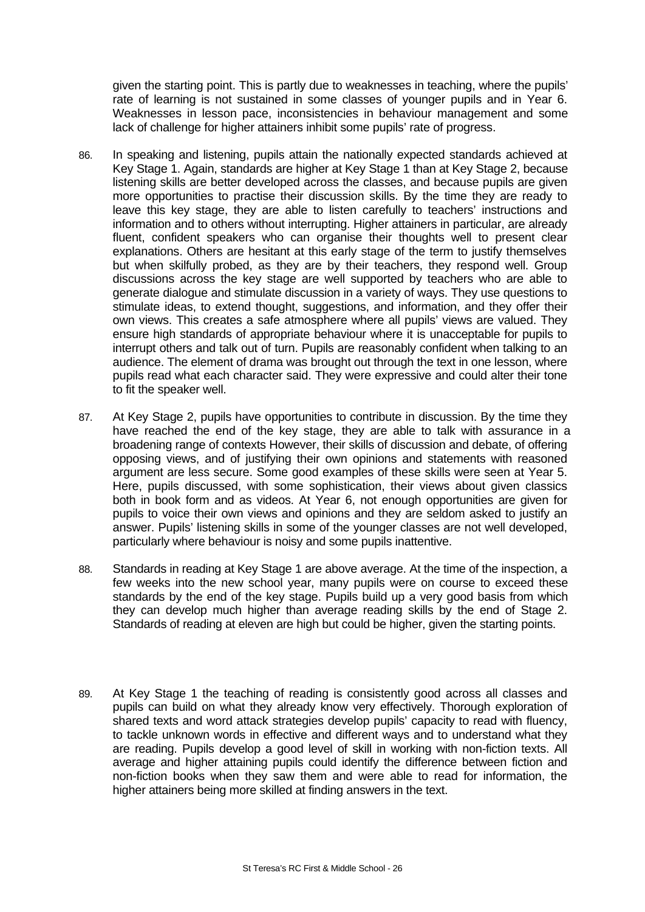given the starting point. This is partly due to weaknesses in teaching, where the pupils' rate of learning is not sustained in some classes of younger pupils and in Year 6. Weaknesses in lesson pace, inconsistencies in behaviour management and some lack of challenge for higher attainers inhibit some pupils' rate of progress.

86. In speaking and listening, pupils attain the nationally expected standards achieved at Key Stage 1. Again, standards are higher at Key Stage 1 than at Key Stage 2, because listening skills are better developed across the classes, and because pupils are given more opportunities to practise their discussion skills. By the time they are ready to leave this key stage, they are able to listen carefully to teachers' instructions and information and to others without interrupting. Higher attainers in particular, are already fluent, confident speakers who can organise their thoughts well to present clear explanations. Others are hesitant at this early stage of the term to justify themselves but when skilfully probed, as they are by their teachers, they respond well. Group discussions across the key stage are well supported by teachers who are able to generate dialogue and stimulate discussion in a variety of ways. They use questions to stimulate ideas, to extend thought, suggestions, and information, and they offer their own views. This creates a safe atmosphere where all pupils' views are valued. They ensure high standards of appropriate behaviour where it is unacceptable for pupils to interrupt others and talk out of turn. Pupils are reasonably confident when talking to an audience. The element of drama was brought out through the text in one lesson, where pupils read what each character said. They were expressive and could alter their tone to fit the speaker well.

87. At Key Stage 2, pupils have opportunities to contribute in discussion. By the time they have reached the end of the key stage, they are able to talk with assurance in a broadening range of contexts However, their skills of discussion and debate, of offering opposing views, and of justifying their own opinions and statements with reasoned argument are less secure. Some good examples of these skills were seen at Year 5. Here, pupils discussed, with some sophistication, their views about given classics both in book form and as videos. At Year 6, not enough opportunities are given for pupils to voice their own views and opinions and they are seldom asked to justify an answer. Pupils' listening skills in some of the younger classes are not well developed, particularly where behaviour is noisy and some pupils inattentive.

88. Standards in reading at Key Stage 1 are above average. At the time of the inspection, a few weeks into the new school year, many pupils were on course to exceed these standards by the end of the key stage. Pupils build up a very good basis from which they can develop much higher than average reading skills by the end of Stage 2. Standards of reading at eleven are high but could be higher, given the starting points.

89. At Key Stage 1 the teaching of reading is consistently good across all classes and pupils can build on what they already know very effectively. Thorough exploration of shared texts and word attack strategies develop pupils' capacity to read with fluency, to tackle unknown words in effective and different ways and to understand what they are reading. Pupils develop a good level of skill in working with non-fiction texts. All average and higher attaining pupils could identify the difference between fiction and non-fiction books when they saw them and were able to read for information, the higher attainers being more skilled at finding answers in the text.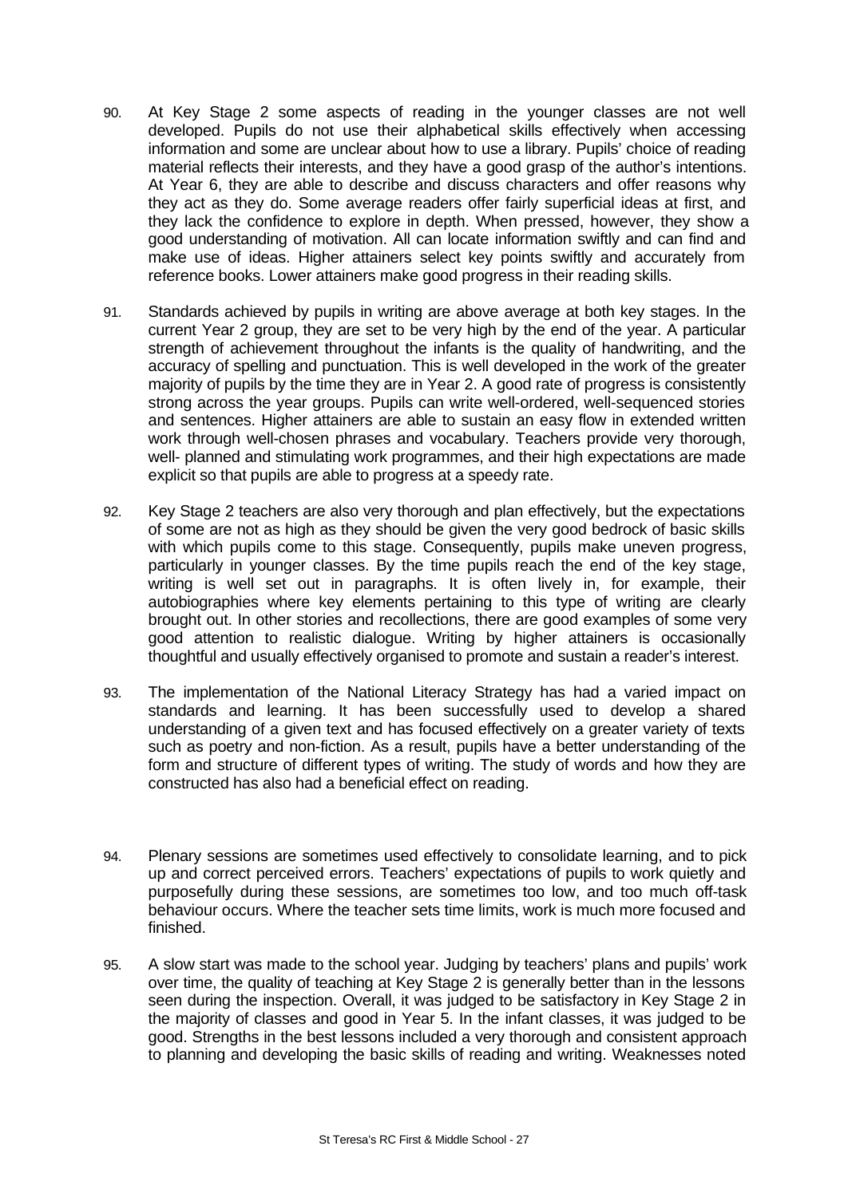90. At Key Stage 2 some aspects of reading in the younger classes are not well developed. Pupils do not use their alphabetical skills effectively when accessing information and some are unclear about how to use a library. Pupils' choice of reading material reflects their interests, and they have a good grasp of the author's intentions. At Year 6, they are able to describe and discuss characters and offer reasons why they act as they do. Some average readers offer fairly superficial ideas at first, and they lack the confidence to explore in depth. When pressed, however, they show a good understanding of motivation. All can locate information swiftly and can find and make use of ideas. Higher attainers select key points swiftly and accurately from reference books. Lower attainers make good progress in their reading skills.

91. Standards achieved by pupils in writing are above average at both key stages. In the current Year 2 group, they are set to be very high by the end of the year. A particular strength of achievement throughout the infants is the quality of handwriting, and the accuracy of spelling and punctuation. This is well developed in the work of the greater majority of pupils by the time they are in Year 2. A good rate of progress is consistently strong across the year groups. Pupils can write well-ordered, well-sequenced stories and sentences. Higher attainers are able to sustain an easy flow in extended written work through well-chosen phrases and vocabulary. Teachers provide very thorough, well- planned and stimulating work programmes, and their high expectations are made explicit so that pupils are able to progress at a speedy rate.

92. Key Stage 2 teachers are also very thorough and plan effectively, but the expectations of some are not as high as they should be given the very good bedrock of basic skills with which pupils come to this stage. Consequently, pupils make uneven progress, particularly in younger classes. By the time pupils reach the end of the key stage, writing is well set out in paragraphs. It is often lively in, for example, their autobiographies where key elements pertaining to this type of writing are clearly brought out. In other stories and recollections, there are good examples of some very good attention to realistic dialogue. Writing by higher attainers is occasionally thoughtful and usually effectively organised to promote and sustain a reader's interest.

93. The implementation of the National Literacy Strategy has had a varied impact on standards and learning. It has been successfully used to develop a shared understanding of a given text and has focused effectively on a greater variety of texts such as poetry and non-fiction. As a result, pupils have a better understanding of the form and structure of different types of writing. The study of words and how they are constructed has also had a beneficial effect on reading.

94. Plenary sessions are sometimes used effectively to consolidate learning, and to pick up and correct perceived errors. Teachers' expectations of pupils to work quietly and purposefully during these sessions, are sometimes too low, and too much off-task behaviour occurs. Where the teacher sets time limits, work is much more focused and finished.

95. A slow start was made to the school year. Judging by teachers' plans and pupils' work over time, the quality of teaching at Key Stage 2 is generally better than in the lessons seen during the inspection. Overall, it was judged to be satisfactory in Key Stage 2 in the majority of classes and good in Year 5. In the infant classes, it was judged to be good. Strengths in the best lessons included a very thorough and consistent approach to planning and developing the basic skills of reading and writing. Weaknesses noted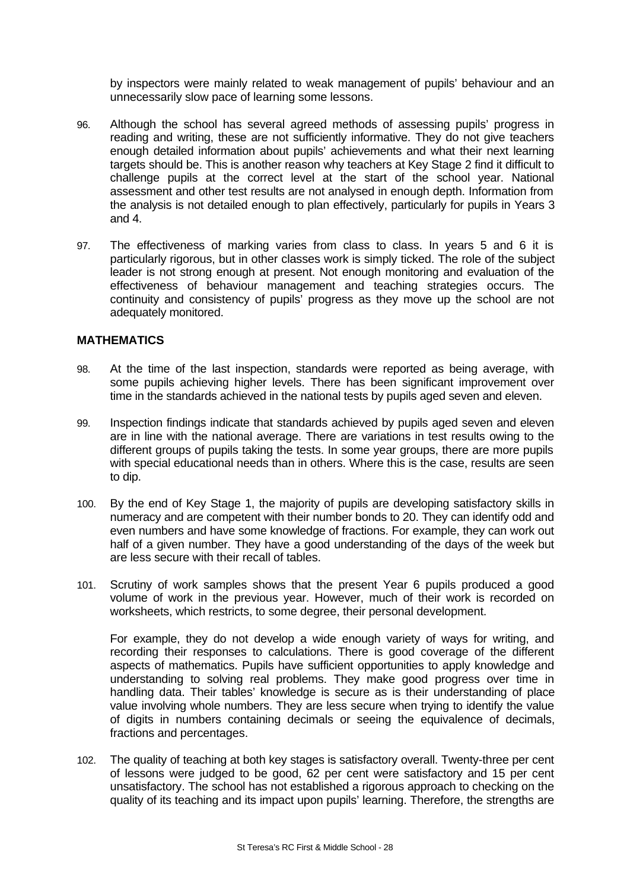by inspectors were mainly related to weak management of pupils' behaviour and an unnecessarily slow pace of learning some lessons.

96. Although the school has several agreed methods of assessing pupils' progress in reading and writing, these are not sufficiently informative. They do not give teachers enough detailed information about pupils' achievements and what their next learning targets should be. This is another reason why teachers at Key Stage 2 find it difficult to challenge pupils at the correct level at the start of the school year. National assessment and other test results are not analysed in enough depth. Information from the analysis is not detailed enough to plan effectively, particularly for pupils in Years 3 and 4.

97. The effectiveness of marking varies from class to class. In years 5 and 6 it is particularly rigorous, but in other classes work is simply ticked. The role of the subject leader is not strong enough at present. Not enough monitoring and evaluation of the effectiveness of behaviour management and teaching strategies occurs. The continuity and consistency of pupils' progress as they move up the school are not adequately monitored.

## MATHEMATICS

98. At the time of the last inspection, standards were reported as being average, with some pupils achieving higher levels. There has been significant improvement over time in the standards achieved in the national tests by pupils aged seven and eleven.

99. Inspection findings indicate that standards achieved by pupils aged seven and eleven are in line with the national average. There are variations in test results owing to the different groups of pupils taking the tests. In some year groups, there are more pupils with special educational needs than in others. Where this is the case, results are seen to dip.

100. By the end of Key Stage 1, the majority of pupils are developing satisfactory skills in numeracy and are competent with their number bonds to 20. They can identify odd and even numbers and have some knowledge of fractions. For example, they can work out half of a given number. They have a good understanding of the days of the week but are less secure with their recall of tables.

101. Scrutiny of work samples shows that the present Year 6 pupils produced a good volume of work in the previous year. However, much of their work is recorded on worksheets, which restricts, to some degree, their personal development.

    For example, they do not develop a wide enough variety of ways for writing, and recording their responses to calculations. There is good coverage of the different aspects of mathematics. Pupils have sufficient opportunities to apply knowledge and understanding to solving real problems. They make good progress over time in handling data. Their tables' knowledge is secure as is their understanding of place value involving whole numbers. They are less secure when trying to identify the value of digits in numbers containing decimals or seeing the equivalence of decimals, fractions and percentages.

102. The quality of teaching at both key stages is satisfactory overall. Twenty-three per cent of lessons were judged to be good, 62 per cent were satisfactory and 15 per cent unsatisfactory. The school has not established a rigorous approach to checking on the quality of its teaching and its impact upon pupils' learning. Therefore, the strengths are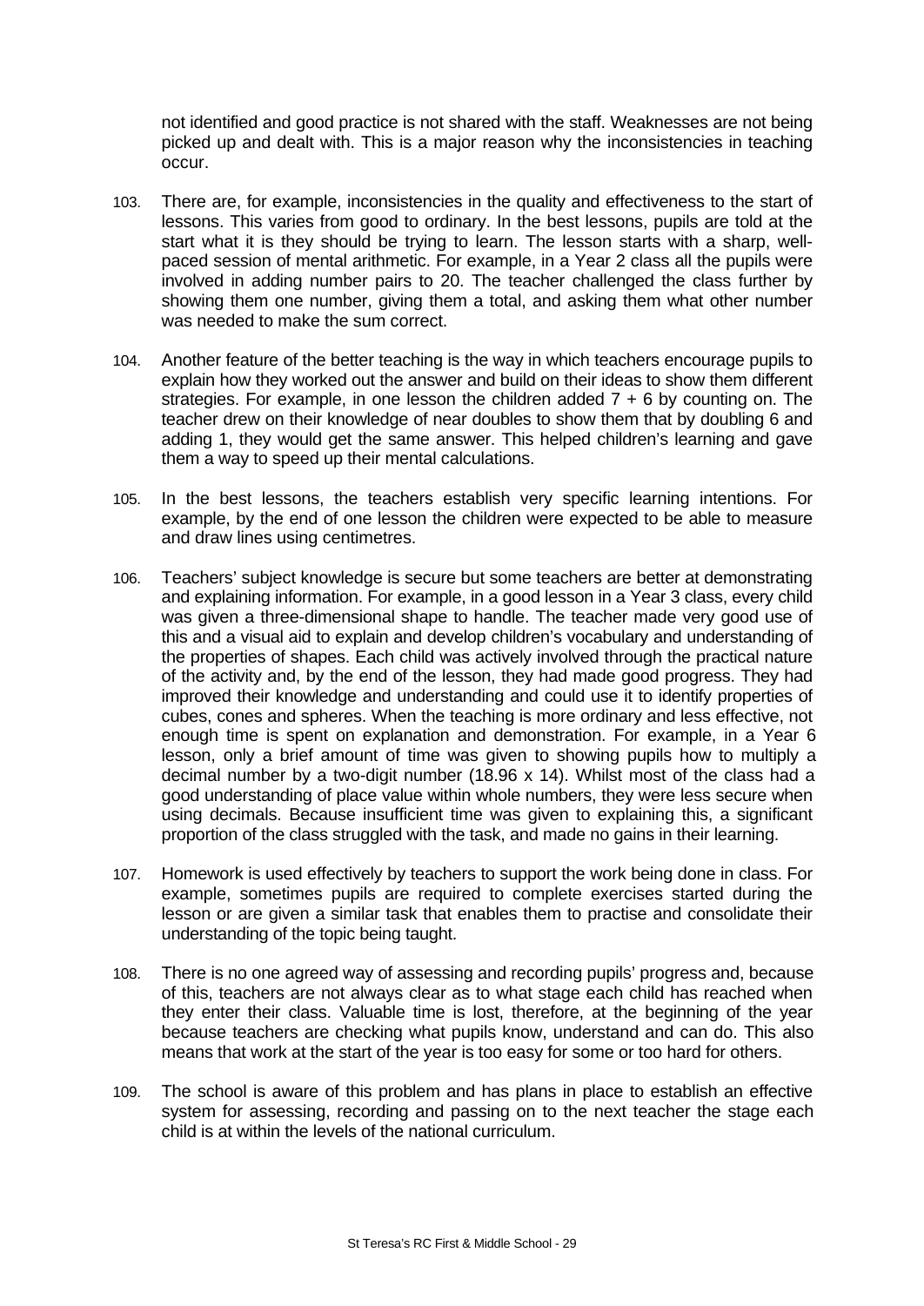not identified and good practice is not shared with the staff. Weaknesses are not being picked up and dealt with. This is a major reason why the inconsistencies in teaching occur.

103. There are, for example, inconsistencies in the quality and effectiveness to the start of lessons. This varies from good to ordinary. In the best lessons, pupils are told at the start what it is they should be trying to learn. The lesson starts with a sharp, well-paced session of mental arithmetic. For example, in a Year 2 class all the pupils were involved in adding number pairs to 20. The teacher challenged the class further by showing them one number, giving them a total, and asking them what other number was needed to make the sum correct.

104. Another feature of the better teaching is the way in which teachers encourage pupils to explain how they worked out the answer and build on their ideas to show them different strategies. For example, in one lesson the children added $7 + 6$ by counting on. The teacher drew on their knowledge of near doubles to show them that by doubling 6 and adding 1, they would get the same answer. This helped children's learning and gave them a way to speed up their mental calculations.

105. In the best lessons, the teachers establish very specific learning intentions. For example, by the end of one lesson the children were expected to be able to measure and draw lines using centimetres.

106. Teachers' subject knowledge is secure but some teachers are better at demonstrating and explaining information. For example, in a good lesson in a Year 3 class, every child was given a three-dimensional shape to handle. The teacher made very good use of this and a visual aid to explain and develop children's vocabulary and understanding of the properties of shapes. Each child was actively involved through the practical nature of the activity and, by the end of the lesson, they had made good progress. They had improved their knowledge and understanding and could use it to identify properties of cubes, cones and spheres. When the teaching is more ordinary and less effective, not enough time is spent on explanation and demonstration. For example, in a Year 6 lesson, only a brief amount of time was given to showing pupils how to multiply a decimal number by a two-digit number ($18.96 \times 14$). Whilst most of the class had a good understanding of place value within whole numbers, they were less secure when using decimals. Because insufficient time was given to explaining this, a significant proportion of the class struggled with the task, and made no gains in their learning.

107. Homework is used effectively by teachers to support the work being done in class. For example, sometimes pupils are required to complete exercises started during the lesson or are given a similar task that enables them to practise and consolidate their understanding of the topic being taught.

108. There is no one agreed way of assessing and recording pupils' progress and, because of this, teachers are not always clear as to what stage each child has reached when they enter their class. Valuable time is lost, therefore, at the beginning of the year because teachers are checking what pupils know, understand and can do. This also means that work at the start of the year is too easy for some or too hard for others.

109. The school is aware of this problem and has plans in place to establish an effective system for assessing, recording and passing on to the next teacher the stage each child is at within the levels of the national curriculum.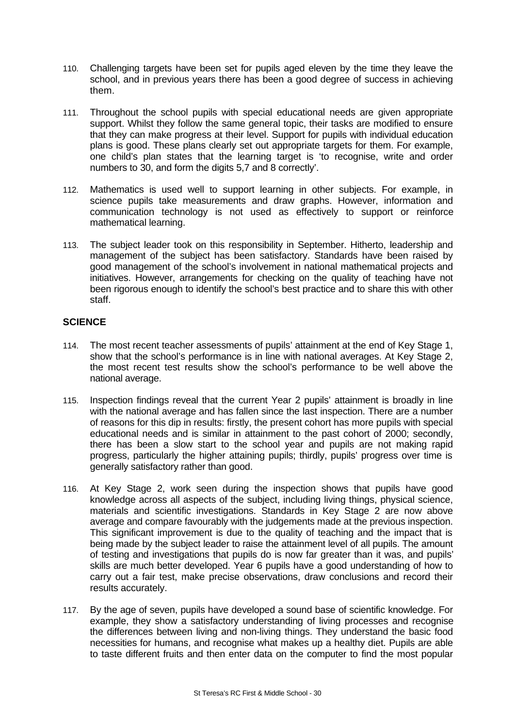110. Challenging targets have been set for pupils aged eleven by the time they leave the school, and in previous years there has been a good degree of success in achieving them.

111. Throughout the school pupils with special educational needs are given appropriate support. Whilst they follow the same general topic, their tasks are modified to ensure that they can make progress at their level. Support for pupils with individual education plans is good. These plans clearly set out appropriate targets for them. For example, one child's plan states that the learning target is 'to recognise, write and order numbers to 30, and form the digits 5,7 and 8 correctly'.

112. Mathematics is used well to support learning in other subjects. For example, in science pupils take measurements and draw graphs. However, information and communication technology is not used as effectively to support or reinforce mathematical learning.

113. The subject leader took on this responsibility in September. Hitherto, leadership and management of the subject has been satisfactory. Standards have been raised by good management of the school's involvement in national mathematical projects and initiatives. However, arrangements for checking on the quality of teaching have not been rigorous enough to identify the school's best practice and to share this with other staff.

## SCIENCE

114. The most recent teacher assessments of pupils' attainment at the end of Key Stage 1, show that the school's performance is in line with national averages. At Key Stage 2, the most recent test results show the school's performance to be well above the national average.

115. Inspection findings reveal that the current Year 2 pupils' attainment is broadly in line with the national average and has fallen since the last inspection. There are a number of reasons for this dip in results: firstly, the present cohort has more pupils with special educational needs and is similar in attainment to the past cohort of 2000; secondly, there has been a slow start to the school year and pupils are not making rapid progress, particularly the higher attaining pupils; thirdly, pupils' progress over time is generally satisfactory rather than good.

116. At Key Stage 2, work seen during the inspection shows that pupils have good knowledge across all aspects of the subject, including living things, physical science, materials and scientific investigations. Standards in Key Stage 2 are now above average and compare favourably with the judgements made at the previous inspection. This significant improvement is due to the quality of teaching and the impact that is being made by the subject leader to raise the attainment level of all pupils. The amount of testing and investigations that pupils do is now far greater than it was, and pupils' skills are much better developed. Year 6 pupils have a good understanding of how to carry out a fair test, make precise observations, draw conclusions and record their results accurately.

117. By the age of seven, pupils have developed a sound base of scientific knowledge. For example, they show a satisfactory understanding of living processes and recognise the differences between living and non-living things. They understand the basic food necessities for humans, and recognise what makes up a healthy diet. Pupils are able to taste different fruits and then enter data on the computer to find the most popular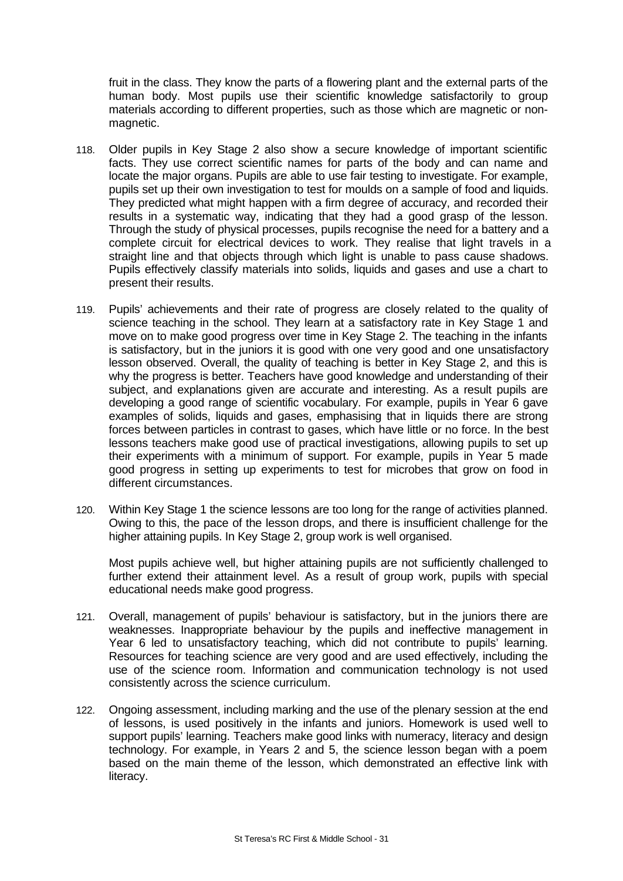fruit in the class. They know the parts of a flowering plant and the external parts of the human body. Most pupils use their scientific knowledge satisfactorily to group materials according to different properties, such as those which are magnetic or non-magnetic.

118. Older pupils in Key Stage 2 also show a secure knowledge of important scientific facts. They use correct scientific names for parts of the body and can name and locate the major organs. Pupils are able to use fair testing to investigate. For example, pupils set up their own investigation to test for moulds on a sample of food and liquids. They predicted what might happen with a firm degree of accuracy, and recorded their results in a systematic way, indicating that they had a good grasp of the lesson. Through the study of physical processes, pupils recognise the need for a battery and a complete circuit for electrical devices to work. They realise that light travels in a straight line and that objects through which light is unable to pass cause shadows. Pupils effectively classify materials into solids, liquids and gases and use a chart to present their results.

119. Pupils' achievements and their rate of progress are closely related to the quality of science teaching in the school. They learn at a satisfactory rate in Key Stage 1 and move on to make good progress over time in Key Stage 2. The teaching in the infants is satisfactory, but in the juniors it is good with one very good and one unsatisfactory lesson observed. Overall, the quality of teaching is better in Key Stage 2, and this is why the progress is better. Teachers have good knowledge and understanding of their subject, and explanations given are accurate and interesting. As a result pupils are developing a good range of scientific vocabulary. For example, pupils in Year 6 gave examples of solids, liquids and gases, emphasising that in liquids there are strong forces between particles in contrast to gases, which have little or no force. In the best lessons teachers make good use of practical investigations, allowing pupils to set up their experiments with a minimum of support. For example, pupils in Year 5 made good progress in setting up experiments to test for microbes that grow on food in different circumstances.

120. Within Key Stage 1 the science lessons are too long for the range of activities planned. Owing to this, the pace of the lesson drops, and there is insufficient challenge for the higher attaining pupils. In Key Stage 2, group work is well organised.

Most pupils achieve well, but higher attaining pupils are not sufficiently challenged to further extend their attainment level. As a result of group work, pupils with special educational needs make good progress.

121. Overall, management of pupils' behaviour is satisfactory, but in the juniors there are weaknesses. Inappropriate behaviour by the pupils and ineffective management in Year 6 led to unsatisfactory teaching, which did not contribute to pupils' learning. Resources for teaching science are very good and are used effectively, including the use of the science room. Information and communication technology is not used consistently across the science curriculum.

122. Ongoing assessment, including marking and the use of the plenary session at the end of lessons, is used positively in the infants and juniors. Homework is used well to support pupils' learning. Teachers make good links with numeracy, literacy and design technology. For example, in Years 2 and 5, the science lesson began with a poem based on the main theme of the lesson, which demonstrated an effective link with literacy.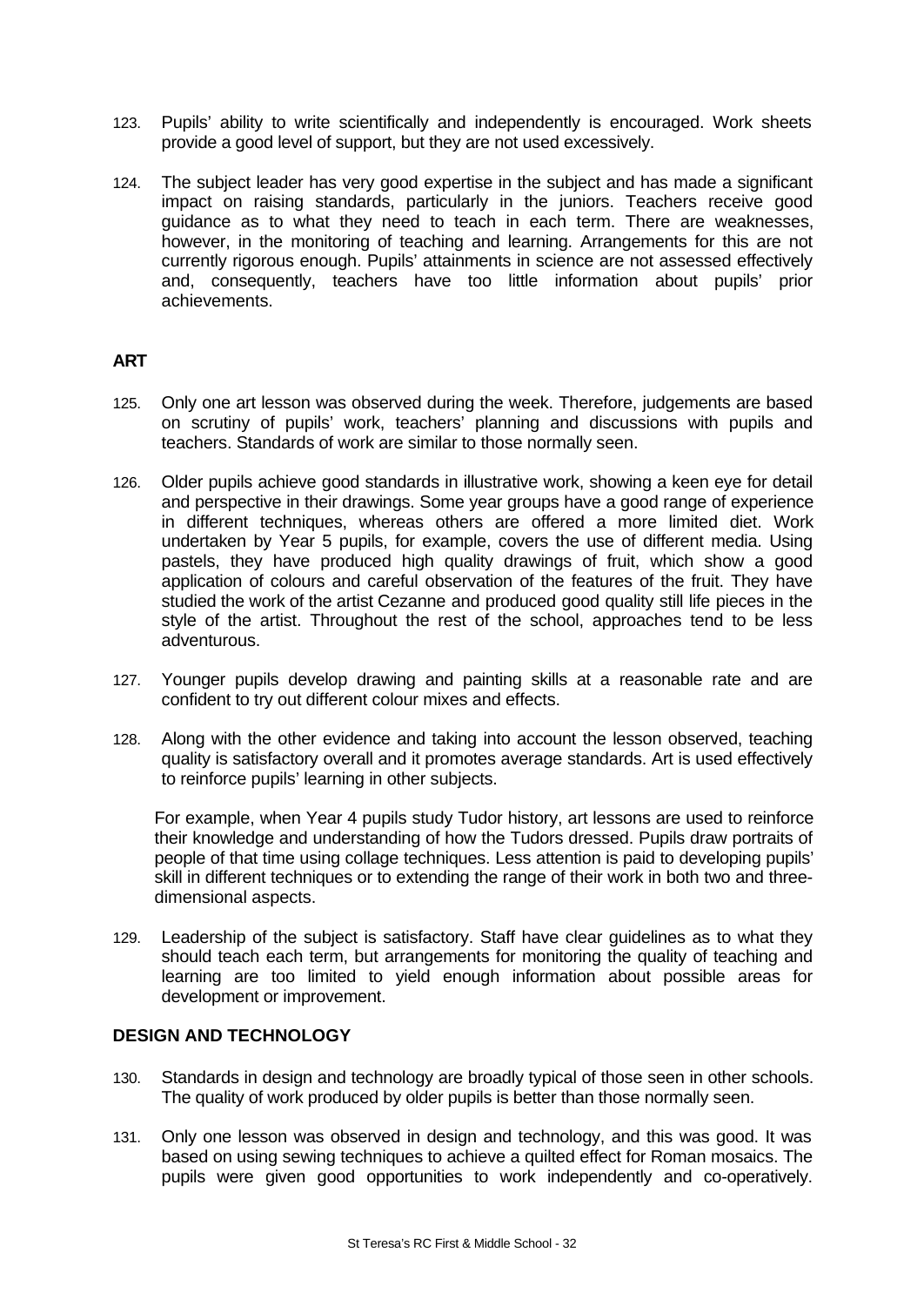123. Pupils' ability to write scientifically and independently is encouraged. Work sheets provide a good level of support, but they are not used excessively.

124. The subject leader has very good expertise in the subject and has made a significant impact on raising standards, particularly in the juniors. Teachers receive good guidance as to what they need to teach in each term. There are weaknesses, however, in the monitoring of teaching and learning. Arrangements for this are not currently rigorous enough. Pupils' attainments in science are not assessed effectively and, consequently, teachers have too little information about pupils' prior achievements.

## ART

125. Only one art lesson was observed during the week. Therefore, judgements are based on scrutiny of pupils' work, teachers' planning and discussions with pupils and teachers. Standards of work are similar to those normally seen.

126. Older pupils achieve good standards in illustrative work, showing a keen eye for detail and perspective in their drawings. Some year groups have a good range of experience in different techniques, whereas others are offered a more limited diet. Work undertaken by Year 5 pupils, for example, covers the use of different media. Using pastels, they have produced high quality drawings of fruit, which show a good application of colours and careful observation of the features of the fruit. They have studied the work of the artist Cezanne and produced good quality still life pieces in the style of the artist. Throughout the rest of the school, approaches tend to be less adventurous.

127. Younger pupils develop drawing and painting skills at a reasonable rate and are confident to try out different colour mixes and effects.

128. Along with the other evidence and taking into account the lesson observed, teaching quality is satisfactory overall and it promotes average standards. Art is used effectively to reinforce pupils' learning in other subjects.

For example, when Year 4 pupils study Tudor history, art lessons are used to reinforce their knowledge and understanding of how the Tudors dressed. Pupils draw portraits of people of that time using collage techniques. Less attention is paid to developing pupils' skill in different techniques or to extending the range of their work in both two and three-dimensional aspects.

129. Leadership of the subject is satisfactory. Staff have clear guidelines as to what they should teach each term, but arrangements for monitoring the quality of teaching and learning are too limited to yield enough information about possible areas for development or improvement.

## DESIGN AND TECHNOLOGY

130. Standards in design and technology are broadly typical of those seen in other schools. The quality of work produced by older pupils is better than those normally seen.

131. Only one lesson was observed in design and technology, and this was good. It was based on using sewing techniques to achieve a quilted effect for Roman mosaics. The pupils were given good opportunities to work independently and co-operatively.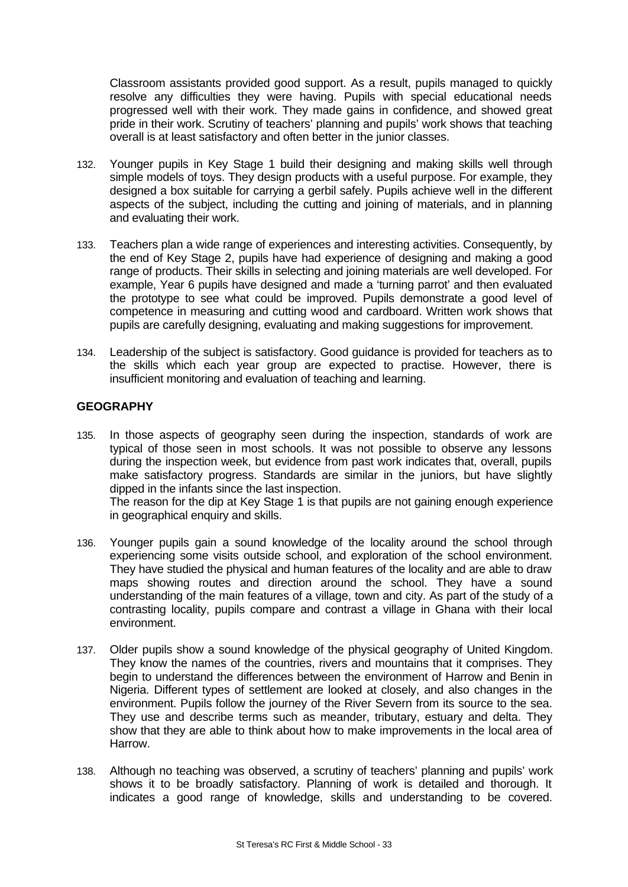Classroom assistants provided good support. As a result, pupils managed to quickly resolve any difficulties they were having. Pupils with special educational needs progressed well with their work. They made gains in confidence, and showed great pride in their work. Scrutiny of teachers' planning and pupils' work shows that teaching overall is at least satisfactory and often better in the junior classes.

132. Younger pupils in Key Stage 1 build their designing and making skills well through simple models of toys. They design products with a useful purpose. For example, they designed a box suitable for carrying a gerbil safely. Pupils achieve well in the different aspects of the subject, including the cutting and joining of materials, and in planning and evaluating their work.

133. Teachers plan a wide range of experiences and interesting activities. Consequently, by the end of Key Stage 2, pupils have had experience of designing and making a good range of products. Their skills in selecting and joining materials are well developed. For example, Year 6 pupils have designed and made a 'turning parrot' and then evaluated the prototype to see what could be improved. Pupils demonstrate a good level of competence in measuring and cutting wood and cardboard. Written work shows that pupils are carefully designing, evaluating and making suggestions for improvement.

134. Leadership of the subject is satisfactory. Good guidance is provided for teachers as to the skills which each year group are expected to practise. However, there is insufficient monitoring and evaluation of teaching and learning.

## GEOGRAPHY

135. In those aspects of geography seen during the inspection, standards of work are typical of those seen in most schools. It was not possible to observe any lessons during the inspection week, but evidence from past work indicates that, overall, pupils make satisfactory progress. Standards are similar in the juniors, but have slightly dipped in the infants since the last inspection.
The reason for the dip at Key Stage 1 is that pupils are not gaining enough experience in geographical enquiry and skills.

136. Younger pupils gain a sound knowledge of the locality around the school through experiencing some visits outside school, and exploration of the school environment. They have studied the physical and human features of the locality and are able to draw maps showing routes and direction around the school. They have a sound understanding of the main features of a village, town and city. As part of the study of a contrasting locality, pupils compare and contrast a village in Ghana with their local environment.

137. Older pupils show a sound knowledge of the physical geography of United Kingdom. They know the names of the countries, rivers and mountains that it comprises. They begin to understand the differences between the environment of Harrow and Benin in Nigeria. Different types of settlement are looked at closely, and also changes in the environment. Pupils follow the journey of the River Severn from its source to the sea. They use and describe terms such as meander, tributary, estuary and delta. They show that they are able to think about how to make improvements in the local area of Harrow.

138. Although no teaching was observed, a scrutiny of teachers' planning and pupils' work shows it to be broadly satisfactory. Planning of work is detailed and thorough. It indicates a good range of knowledge, skills and understanding to be covered.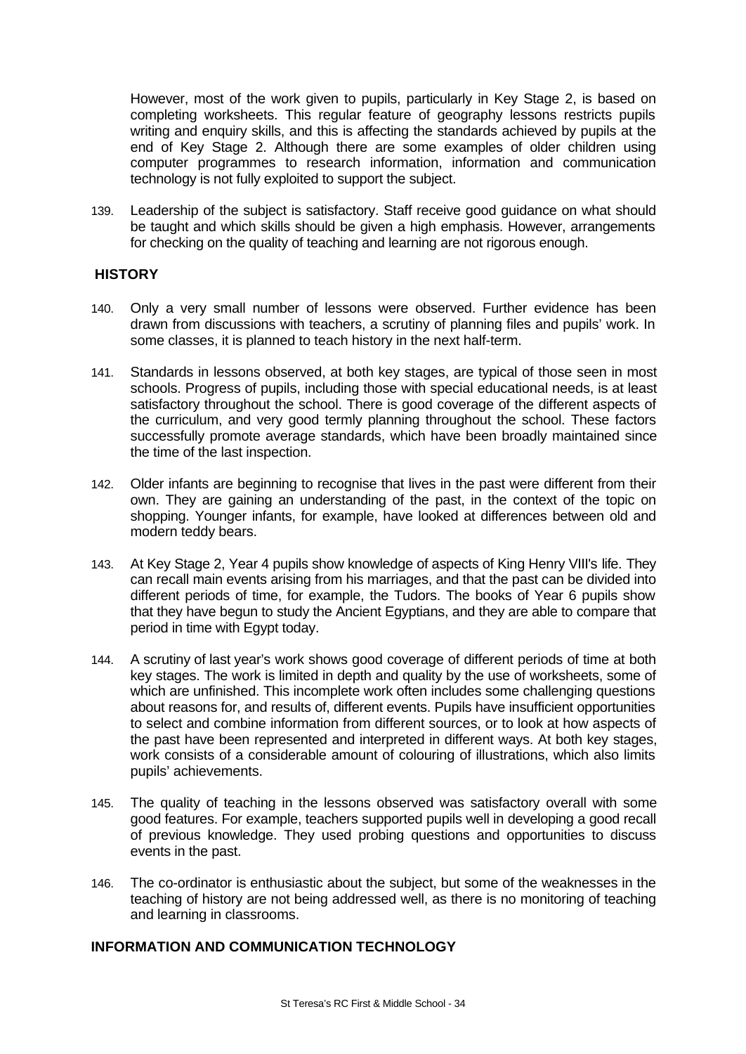However, most of the work given to pupils, particularly in Key Stage 2, is based on completing worksheets. This regular feature of geography lessons restricts pupils writing and enquiry skills, and this is affecting the standards achieved by pupils at the end of Key Stage 2. Although there are some examples of older children using computer programmes to research information, information and communication technology is not fully exploited to support the subject.

139. Leadership of the subject is satisfactory. Staff receive good guidance on what should be taught and which skills should be given a high emphasis. However, arrangements for checking on the quality of teaching and learning are not rigorous enough.

## HISTORY

140. Only a very small number of lessons were observed. Further evidence has been drawn from discussions with teachers, a scrutiny of planning files and pupils' work. In some classes, it is planned to teach history in the next half-term.

141. Standards in lessons observed, at both key stages, are typical of those seen in most schools. Progress of pupils, including those with special educational needs, is at least satisfactory throughout the school. There is good coverage of the different aspects of the curriculum, and very good termly planning throughout the school. These factors successfully promote average standards, which have been broadly maintained since the time of the last inspection.

142. Older infants are beginning to recognise that lives in the past were different from their own. They are gaining an understanding of the past, in the context of the topic on shopping. Younger infants, for example, have looked at differences between old and modern teddy bears.

143. At Key Stage 2, Year 4 pupils show knowledge of aspects of King Henry VIII's life. They can recall main events arising from his marriages, and that the past can be divided into different periods of time, for example, the Tudors. The books of Year 6 pupils show that they have begun to study the Ancient Egyptians, and they are able to compare that period in time with Egypt today.

144. A scrutiny of last year's work shows good coverage of different periods of time at both key stages. The work is limited in depth and quality by the use of worksheets, some of which are unfinished. This incomplete work often includes some challenging questions about reasons for, and results of, different events. Pupils have insufficient opportunities to select and combine information from different sources, or to look at how aspects of the past have been represented and interpreted in different ways. At both key stages, work consists of a considerable amount of colouring of illustrations, which also limits pupils' achievements.

145. The quality of teaching in the lessons observed was satisfactory overall with some good features. For example, teachers supported pupils well in developing a good recall of previous knowledge. They used probing questions and opportunities to discuss events in the past.

146. The co-ordinator is enthusiastic about the subject, but some of the weaknesses in the teaching of history are not being addressed well, as there is no monitoring of teaching and learning in classrooms.

## INFORMATION AND COMMUNICATION TECHNOLOGY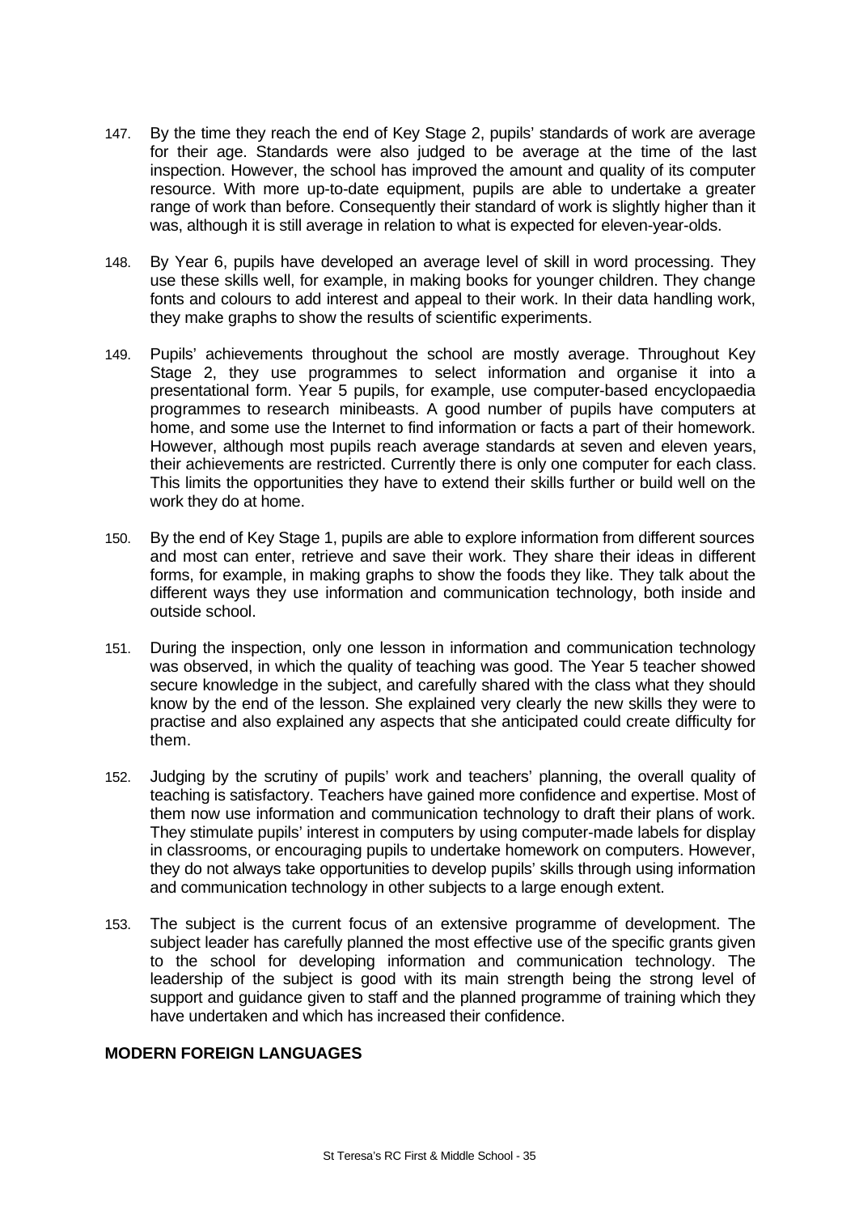147. By the time they reach the end of Key Stage 2, pupils' standards of work are average for their age. Standards were also judged to be average at the time of the last inspection. However, the school has improved the amount and quality of its computer resource. With more up-to-date equipment, pupils are able to undertake a greater range of work than before. Consequently their standard of work is slightly higher than it was, although it is still average in relation to what is expected for eleven-year-olds.

148. By Year 6, pupils have developed an average level of skill in word processing. They use these skills well, for example, in making books for younger children. They change fonts and colours to add interest and appeal to their work. In their data handling work, they make graphs to show the results of scientific experiments.

149. Pupils' achievements throughout the school are mostly average. Throughout Key Stage 2, they use programmes to select information and organise it into a presentational form. Year 5 pupils, for example, use computer-based encyclopaedia programmes to research minibeasts. A good number of pupils have computers at home, and some use the Internet to find information or facts a part of their homework. However, although most pupils reach average standards at seven and eleven years, their achievements are restricted. Currently there is only one computer for each class. This limits the opportunities they have to extend their skills further or build well on the work they do at home.

150. By the end of Key Stage 1, pupils are able to explore information from different sources and most can enter, retrieve and save their work. They share their ideas in different forms, for example, in making graphs to show the foods they like. They talk about the different ways they use information and communication technology, both inside and outside school.

151. During the inspection, only one lesson in information and communication technology was observed, in which the quality of teaching was good. The Year 5 teacher showed secure knowledge in the subject, and carefully shared with the class what they should know by the end of the lesson. She explained very clearly the new skills they were to practise and also explained any aspects that she anticipated could create difficulty for them.

152. Judging by the scrutiny of pupils' work and teachers' planning, the overall quality of teaching is satisfactory. Teachers have gained more confidence and expertise. Most of them now use information and communication technology to draft their plans of work. They stimulate pupils' interest in computers by using computer-made labels for display in classrooms, or encouraging pupils to undertake homework on computers. However, they do not always take opportunities to develop pupils' skills through using information and communication technology in other subjects to a large enough extent.

153. The subject is the current focus of an extensive programme of development. The subject leader has carefully planned the most effective use of the specific grants given to the school for developing information and communication technology. The leadership of the subject is good with its main strength being the strong level of support and guidance given to staff and the planned programme of training which they have undertaken and which has increased their confidence.

**MODERN FOREIGN LANGUAGES**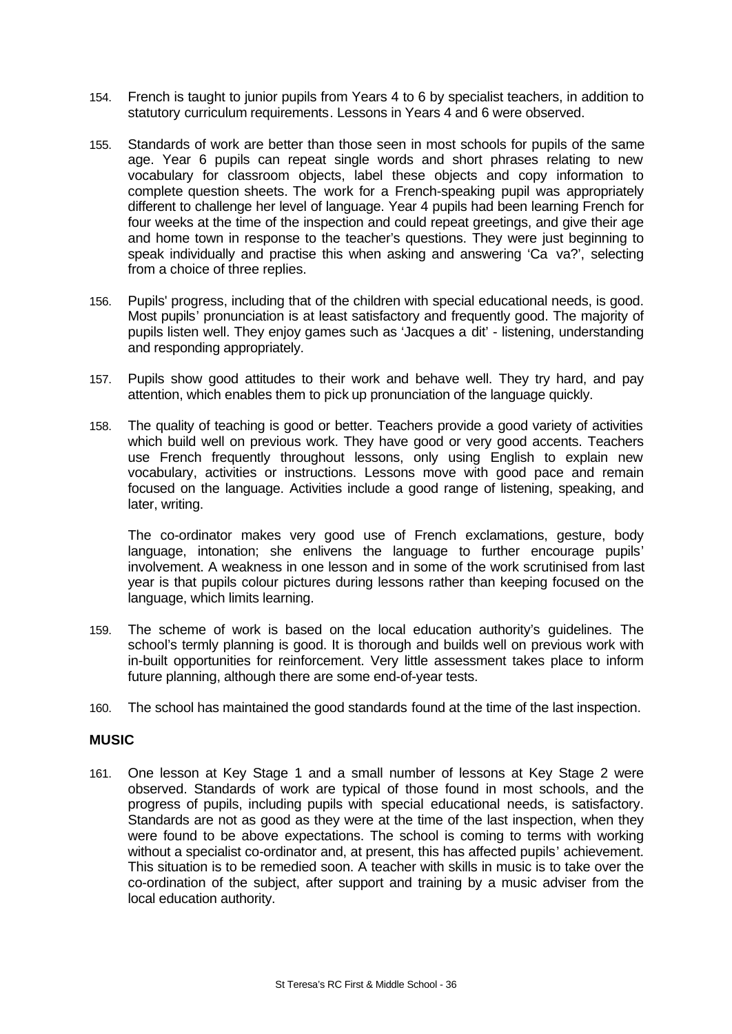154. French is taught to junior pupils from Years 4 to 6 by specialist teachers, in addition to statutory curriculum requirements. Lessons in Years 4 and 6 were observed.

155. Standards of work are better than those seen in most schools for pupils of the same age. Year 6 pupils can repeat single words and short phrases relating to new vocabulary for classroom objects, label these objects and copy information to complete question sheets. The work for a French-speaking pupil was appropriately different to challenge her level of language. Year 4 pupils had been learning French for four weeks at the time of the inspection and could repeat greetings, and give their age and home town in response to the teacher's questions. They were just beginning to speak individually and practise this when asking and answering 'Ca va?', selecting from a choice of three replies.

156. Pupils' progress, including that of the children with special educational needs, is good. Most pupils' pronunciation is at least satisfactory and frequently good. The majority of pupils listen well. They enjoy games such as 'Jacques a dit' - listening, understanding and responding appropriately.

157. Pupils show good attitudes to their work and behave well. They try hard, and pay attention, which enables them to pick up pronunciation of the language quickly.

158. The quality of teaching is good or better. Teachers provide a good variety of activities which build well on previous work. They have good or very good accents. Teachers use French frequently throughout lessons, only using English to explain new vocabulary, activities or instructions. Lessons move with good pace and remain focused on the language. Activities include a good range of listening, speaking, and later, writing.

The co-ordinator makes very good use of French exclamations, gesture, body language, intonation; she enlivens the language to further encourage pupils' involvement. A weakness in one lesson and in some of the work scrutinised from last year is that pupils colour pictures during lessons rather than keeping focused on the language, which limits learning.

159. The scheme of work is based on the local education authority's guidelines. The school's termly planning is good. It is thorough and builds well on previous work with in-built opportunities for reinforcement. Very little assessment takes place to inform future planning, although there are some end-of-year tests.

160. The school has maintained the good standards found at the time of the last inspection.

**MUSIC**

161. One lesson at Key Stage 1 and a small number of lessons at Key Stage 2 were observed. Standards of work are typical of those found in most schools, and the progress of pupils, including pupils with special educational needs, is satisfactory. Standards are not as good as they were at the time of the last inspection, when they were found to be above expectations. The school is coming to terms with working without a specialist co-ordinator and, at present, this has affected pupils' achievement. This situation is to be remedied soon. A teacher with skills in music is to take over the co-ordination of the subject, after support and training by a music adviser from the local education authority.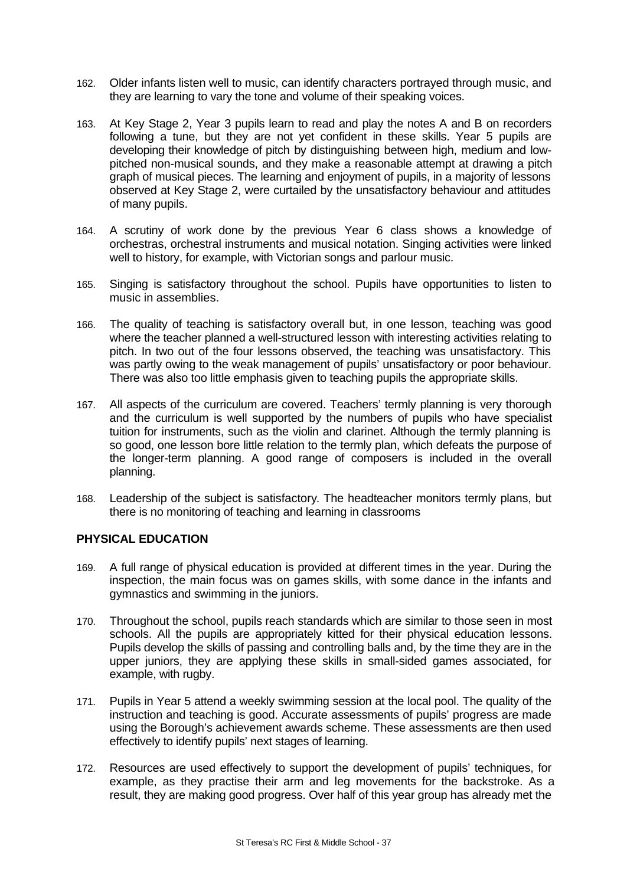162. Older infants listen well to music, can identify characters portrayed through music, and they are learning to vary the tone and volume of their speaking voices.

163. At Key Stage 2, Year 3 pupils learn to read and play the notes A and B on recorders following a tune, but they are not yet confident in these skills. Year 5 pupils are developing their knowledge of pitch by distinguishing between high, medium and low-pitched non-musical sounds, and they make a reasonable attempt at drawing a pitch graph of musical pieces. The learning and enjoyment of pupils, in a majority of lessons observed at Key Stage 2, were curtailed by the unsatisfactory behaviour and attitudes of many pupils.

164. A scrutiny of work done by the previous Year 6 class shows a knowledge of orchestras, orchestral instruments and musical notation. Singing activities were linked well to history, for example, with Victorian songs and parlour music.

165. Singing is satisfactory throughout the school. Pupils have opportunities to listen to music in assemblies.

166. The quality of teaching is satisfactory overall but, in one lesson, teaching was good where the teacher planned a well-structured lesson with interesting activities relating to pitch. In two out of the four lessons observed, the teaching was unsatisfactory. This was partly owing to the weak management of pupils' unsatisfactory or poor behaviour. There was also too little emphasis given to teaching pupils the appropriate skills.

167. All aspects of the curriculum are covered. Teachers' termly planning is very thorough and the curriculum is well supported by the numbers of pupils who have specialist tuition for instruments, such as the violin and clarinet. Although the termly planning is so good, one lesson bore little relation to the termly plan, which defeats the purpose of the longer-term planning. A good range of composers is included in the overall planning.

168. Leadership of the subject is satisfactory. The headteacher monitors termly plans, but there is no monitoring of teaching and learning in classrooms

## PHYSICAL EDUCATION

169. A full range of physical education is provided at different times in the year. During the inspection, the main focus was on games skills, with some dance in the infants and gymnastics and swimming in the juniors.

170. Throughout the school, pupils reach standards which are similar to those seen in most schools. All the pupils are appropriately kitted for their physical education lessons. Pupils develop the skills of passing and controlling balls and, by the time they are in the upper juniors, they are applying these skills in small-sided games associated, for example, with rugby.

171. Pupils in Year 5 attend a weekly swimming session at the local pool. The quality of the instruction and teaching is good. Accurate assessments of pupils' progress are made using the Borough's achievement awards scheme. These assessments are then used effectively to identify pupils' next stages of learning.

172. Resources are used effectively to support the development of pupils' techniques, for example, as they practise their arm and leg movements for the backstroke. As a result, they are making good progress. Over half of this year group has already met the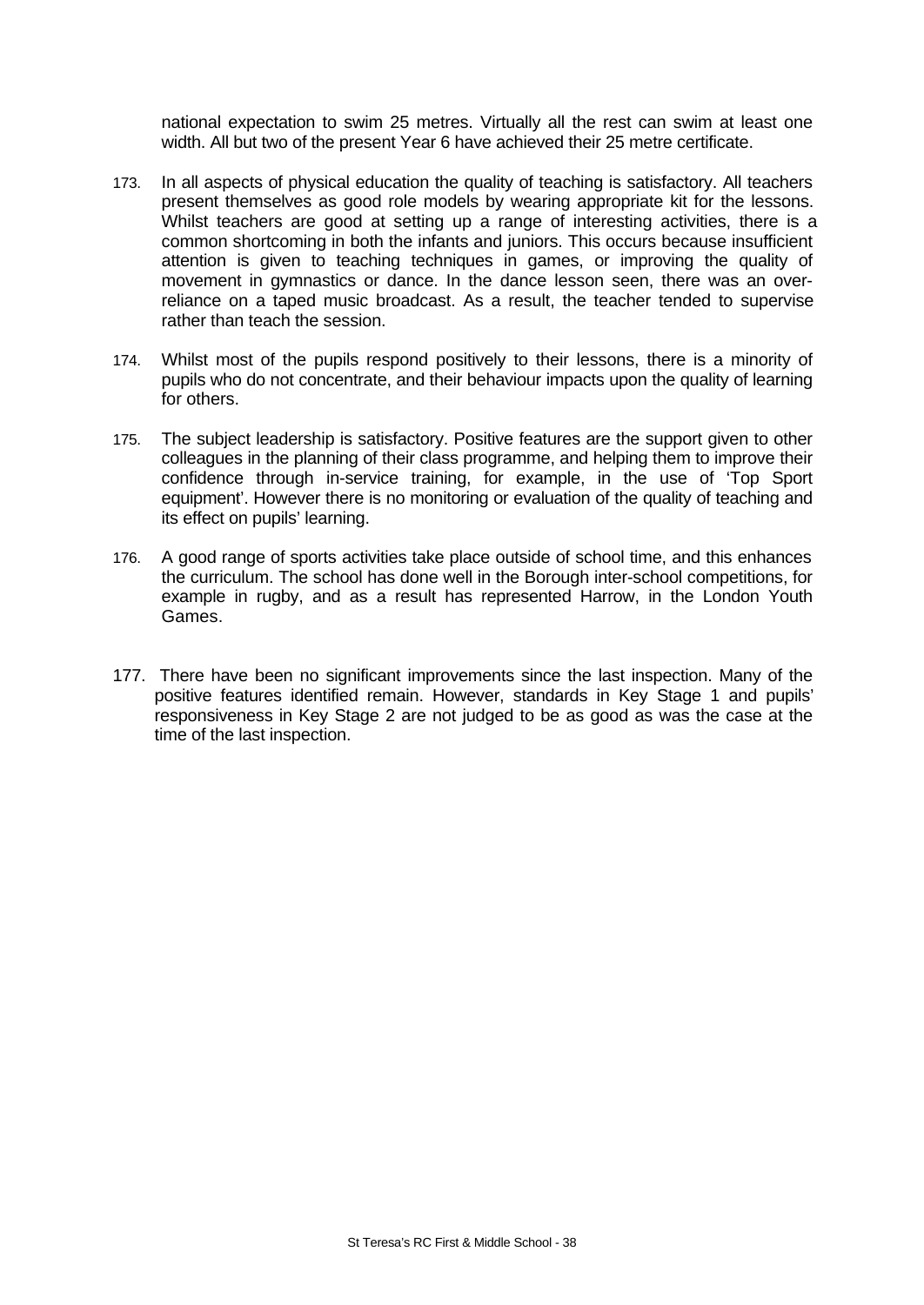national expectation to swim 25 metres. Virtually all the rest can swim at least one width. All but two of the present Year 6 have achieved their 25 metre certificate.

173. In all aspects of physical education the quality of teaching is satisfactory. All teachers present themselves as good role models by wearing appropriate kit for the lessons. Whilst teachers are good at setting up a range of interesting activities, there is a common shortcoming in both the infants and juniors. This occurs because insufficient attention is given to teaching techniques in games, or improving the quality of movement in gymnastics or dance. In the dance lesson seen, there was an over-reliance on a taped music broadcast. As a result, the teacher tended to supervise rather than teach the session.

174. Whilst most of the pupils respond positively to their lessons, there is a minority of pupils who do not concentrate, and their behaviour impacts upon the quality of learning for others.

175. The subject leadership is satisfactory. Positive features are the support given to other colleagues in the planning of their class programme, and helping them to improve their confidence through in-service training, for example, in the use of 'Top Sport equipment'. However there is no monitoring or evaluation of the quality of teaching and its effect on pupils' learning.

176. A good range of sports activities take place outside of school time, and this enhances the curriculum. The school has done well in the Borough inter-school competitions, for example in rugby, and as a result has represented Harrow, in the London Youth Games.

177. There have been no significant improvements since the last inspection. Many of the positive features identified remain. However, standards in Key Stage 1 and pupils' responsiveness in Key Stage 2 are not judged to be as good as was the case at the time of the last inspection.